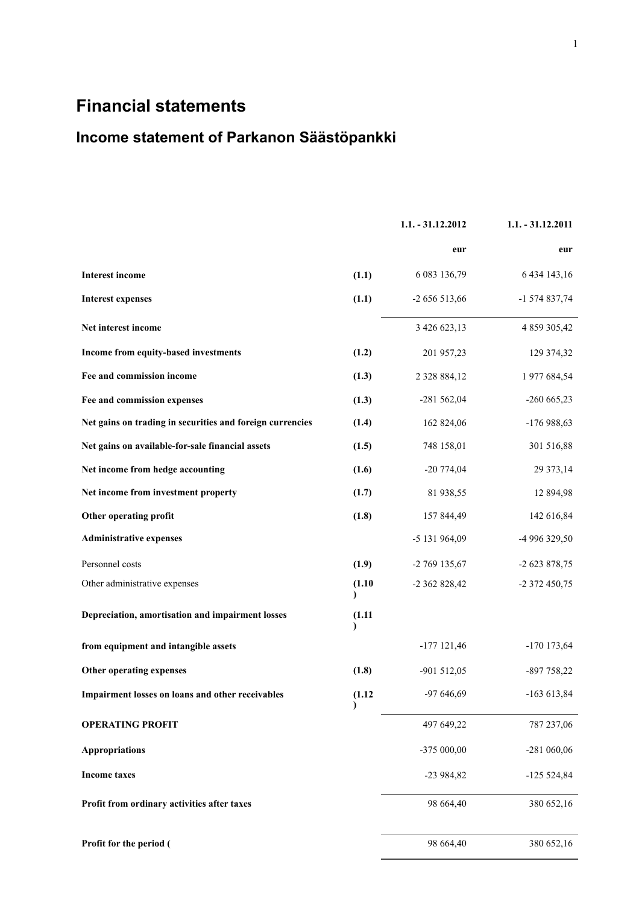# Financial statements

## Income statement of Parkanon Säästöpankki

| | | 1.1. - 31.12.2012 | 1.1. - 31.12.2011 |
|---|---|---|---|
| | | eur | eur |
| **Interest income** | **(1.1)** | 6 083 136,79 | 6 434 143,16 |
| **Interest expenses** | **(1.1)** | -2 656 513,66 | -1 574 837,74 |
| **Net interest income** | | 3 426 623,13 | 4 859 305,42 |
| **Income from equity-based investments** | **(1.2)** | 201 957,23 | 129 374,32 |
| **Fee and commission income** | **(1.3)** | 2 328 884,12 | 1 977 684,54 |
| **Fee and commission expenses** | **(1.3)** | -281 562,04 | -260 665,23 |
| **Net gains on trading in securities and foreign currencies** | **(1.4)** | 162 824,06 | -176 988,63 |
| **Net gains on available-for-sale financial assets** | **(1.5)** | 748 158,01 | 301 516,88 |
| **Net income from hedge accounting** | **(1.6)** | -20 774,04 | 29 373,14 |
| **Net income from investment property** | **(1.7)** | 81 938,55 | 12 894,98 |
| **Other operating profit** | **(1.8)** | 157 844,49 | 142 616,84 |
| **Administrative expenses** | | -5 131 964,09 | -4 996 329,50 |
| Personnel costs | **(1.9)** | -2 769 135,67 | -2 623 878,75 |
| Other administrative expenses | **(1.10)** | -2 362 828,42 | -2 372 450,75 |
| **Depreciation, amortisation and impairment losses** | **(1.11)** | | |
| **from equipment and intangible assets** | | -177 121,46 | -170 173,64 |
| **Other operating expenses** | **(1.8)** | -901 512,05 | -897 758,22 |
| **Impairment losses on loans and other receivables** | **(1.12)** | -97 646,69 | -163 613,84 |
| **OPERATING PROFIT** | | 497 649,22 | 787 237,06 |
| **Appropriations** | | -375 000,00 | -281 060,06 |
| **Income taxes** | | -23 984,82 | -125 524,84 |
| **Profit from ordinary activities after taxes** | | 98 664,40 | 380 652,16 |
| **Profit for the period (** | | 98 664,40 | 380 652,16 |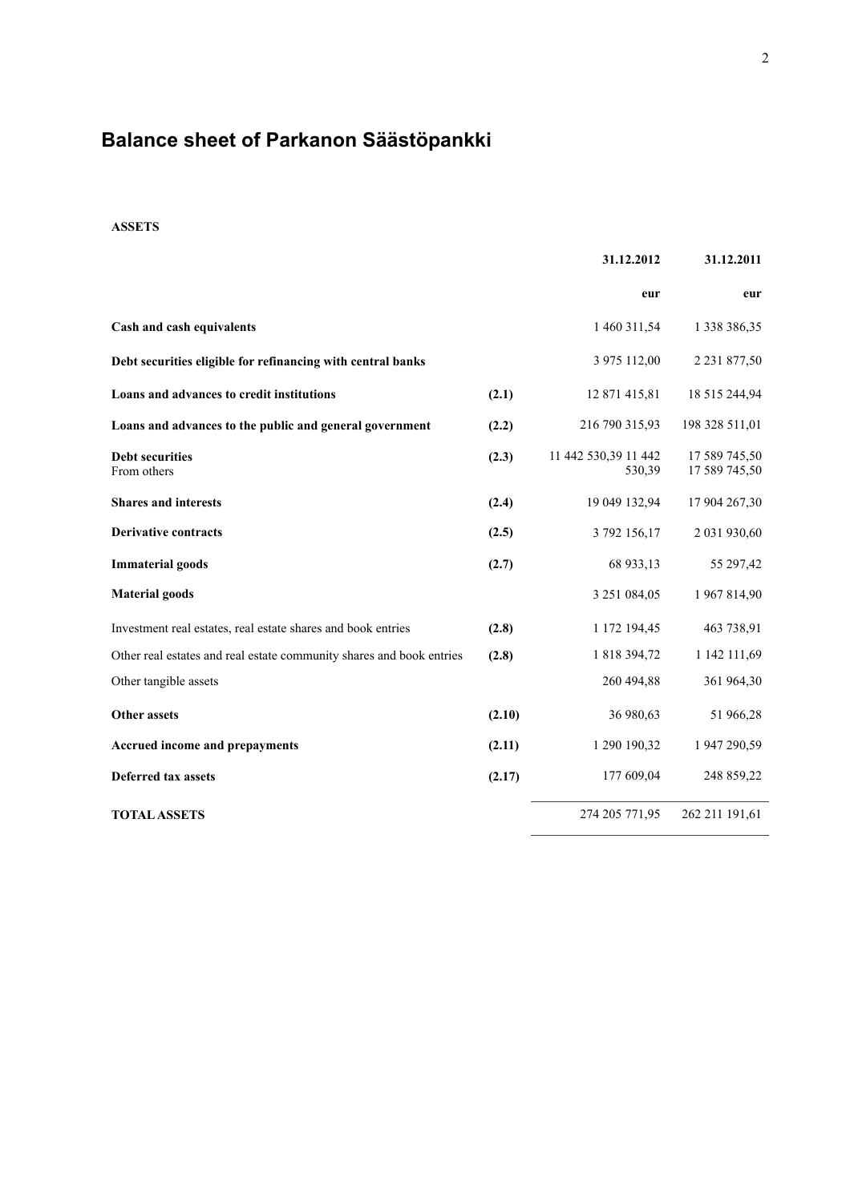# Balance sheet of Parkanon Säästöpankki

**ASSETS**

| | | 31.12.2012 | 31.12.2011 |
|---|---|---|---|
| | | eur | eur |
| **Cash and cash equivalents** | | 1 460 311,54 | 1 338 386,35 |
| **Debt securities eligible for refinancing with central banks** | | 3 975 112,00 | 2 231 877,50 |
| **Loans and advances to credit institutions** | (2.1) | 12 871 415,81 | 18 515 244,94 |
| **Loans and advances to the public and general government** | (2.2) | 216 790 315,93 | 198 328 511,01 |
| **Debt securities** | (2.3) | 11 442 530,39 | 17 589 745,50 |
| From others | | 11 442 530,39 | 17 589 745,50 |
| **Shares and interests** | (2.4) | 19 049 132,94 | 17 904 267,30 |
| **Derivative contracts** | (2.5) | 3 792 156,17 | 2 031 930,60 |
| **Immaterial goods** | (2.7) | 68 933,13 | 55 297,42 |
| **Material goods** | | 3 251 084,05 | 1 967 814,90 |
| Investment real estates, real estate shares and book entries | (2.8) | 1 172 194,45 | 463 738,91 |
| Other real estates and real estate community shares and book entries | (2.8) | 1 818 394,72 | 1 142 111,69 |
| Other tangible assets | | 260 494,88 | 361 964,30 |
| **Other assets** | (2.10) | 36 980,63 | 51 966,28 |
| **Accrued income and prepayments** | (2.11) | 1 290 190,32 | 1 947 290,59 |
| **Deferred tax assets** | (2.17) | 177 609,04 | 248 859,22 |
| **TOTAL ASSETS** | | 274 205 771,95 | 262 211 191,61 |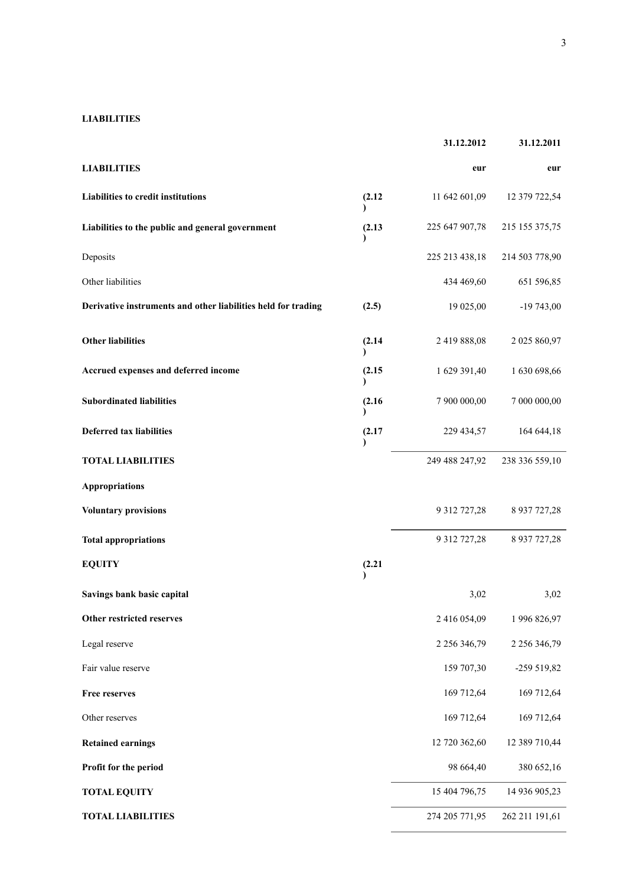**LIABILITIES**

| | | 31.12.2012 | 31.12.2011 |
|---|---|---|---|
| **LIABILITIES** | | **eur** | **eur** |
| **Liabilities to credit institutions** | **(2.12)** | 11 642 601,09 | 12 379 722,54 |
| **Liabilities to the public and general government** | **(2.13)** | 225 647 907,78 | 215 155 375,75 |
| Deposits | | 225 213 438,18 | 214 503 778,90 |
| Other liabilities | | 434 469,60 | 651 596,85 |
| **Derivative instruments and other liabilities held for trading** | **(2.5)** | 19 025,00 | -19 743,00 |
| **Other liabilities** | **(2.14)** | 2 419 888,08 | 2 025 860,97 |
| **Accrued expenses and deferred income** | **(2.15)** | 1 629 391,40 | 1 630 698,66 |
| **Subordinated liabilities** | **(2.16)** | 7 900 000,00 | 7 000 000,00 |
| **Deferred tax liabilities** | **(2.17)** | 229 434,57 | 164 644,18 |
| **TOTAL LIABILITIES** | | 249 488 247,92 | 238 336 559,10 |
| **Appropriations** | | | |
| **Voluntary provisions** | | 9 312 727,28 | 8 937 727,28 |
| **Total appropriations** | | 9 312 727,28 | 8 937 727,28 |
| **EQUITY** | **(2.21)** | | |
| **Savings bank basic capital** | | 3,02 | 3,02 |
| **Other restricted reserves** | | 2 416 054,09 | 1 996 826,97 |
| Legal reserve | | 2 256 346,79 | 2 256 346,79 |
| Fair value reserve | | 159 707,30 | -259 519,82 |
| **Free reserves** | | 169 712,64 | 169 712,64 |
| Other reserves | | 169 712,64 | 169 712,64 |
| **Retained earnings** | | 12 720 362,60 | 12 389 710,44 |
| **Profit for the period** | | 98 664,40 | 380 652,16 |
| **TOTAL EQUITY** | | 15 404 796,75 | 14 936 905,23 |
| **TOTAL LIABILITIES** | | 274 205 771,95 | 262 211 191,61 |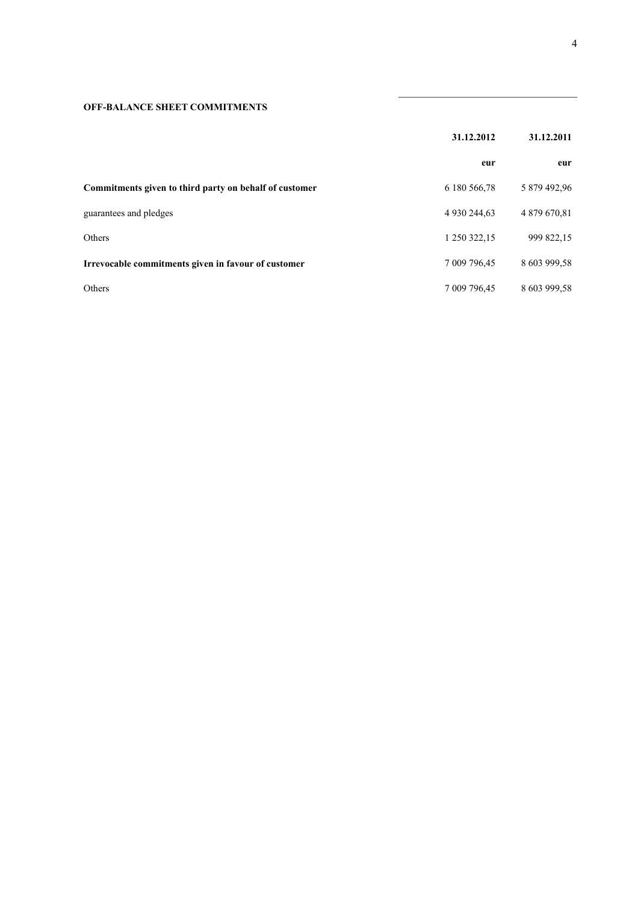**OFF-BALANCE SHEET COMMITMENTS**

| | 31.12.2012 | 31.12.2011 |
|---|---|---|
| | eur | eur |
| **Commitments given to third party on behalf of customer** | 6 180 566,78 | 5 879 492,96 |
| guarantees and pledges | 4 930 244,63 | 4 879 670,81 |
| Others | 1 250 322,15 | 999 822,15 |
| **Irrevocable commitments given in favour of customer** | 7 009 796,45 | 8 603 999,58 |
| Others | 7 009 796,45 | 8 603 999,58 |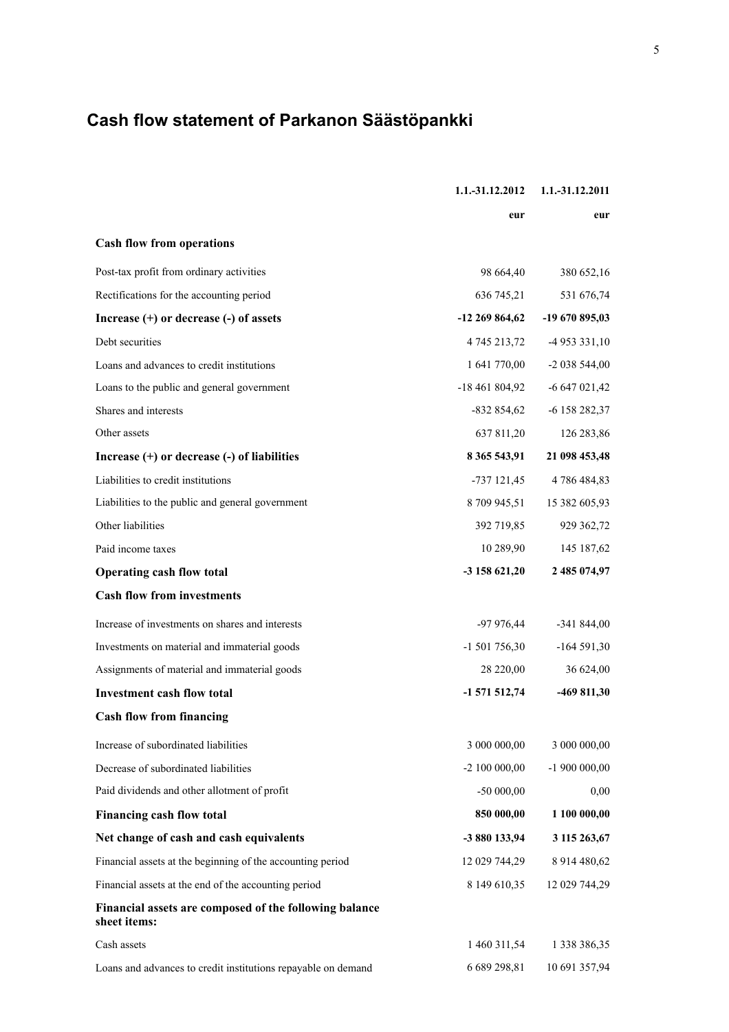# Cash flow statement of Parkanon Säästöpankki

| | 1.1.-31.12.2012 | 1.1.-31.12.2011 |
|---|---|---|
| | eur | eur |
| **Cash flow from operations** | | |
| Post-tax profit from ordinary activities | 98 664,40 | 380 652,16 |
| Rectifications for the accounting period | 636 745,21 | 531 676,74 |
| **Increase (+) or decrease (-) of assets** | **-12 269 864,62** | **-19 670 895,03** |
| Debt securities | 4 745 213,72 | -4 953 331,10 |
| Loans and advances to credit institutions | 1 641 770,00 | -2 038 544,00 |
| Loans to the public and general government | -18 461 804,92 | -6 647 021,42 |
| Shares and interests | -832 854,62 | -6 158 282,37 |
| Other assets | 637 811,20 | 126 283,86 |
| **Increase (+) or decrease (-) of liabilities** | **8 365 543,91** | **21 098 453,48** |
| Liabilities to credit institutions | -737 121,45 | 4 786 484,83 |
| Liabilities to the public and general government | 8 709 945,51 | 15 382 605,93 |
| Other liabilities | 392 719,85 | 929 362,72 |
| Paid income taxes | 10 289,90 | 145 187,62 |
| **Operating cash flow total** | **-3 158 621,20** | **2 485 074,97** |
| **Cash flow from investments** | | |
| Increase of investments on shares and interests | -97 976,44 | -341 844,00 |
| Investments on material and immaterial goods | -1 501 756,30 | -164 591,30 |
| Assignments of material and immaterial goods | 28 220,00 | 36 624,00 |
| **Investment cash flow total** | **-1 571 512,74** | **-469 811,30** |
| **Cash flow from financing** | | |
| Increase of subordinated liabilities | 3 000 000,00 | 3 000 000,00 |
| Decrease of subordinated liabilities | -2 100 000,00 | -1 900 000,00 |
| Paid dividends and other allotment of profit | -50 000,00 | 0,00 |
| **Financing cash flow total** | **850 000,00** | **1 100 000,00** |
| **Net change of cash and cash equivalents** | **-3 880 133,94** | **3 115 263,67** |
| Financial assets at the beginning of the accounting period | 12 029 744,29 | 8 914 480,62 |
| Financial assets at the end of the accounting period | 8 149 610,35 | 12 029 744,29 |
| **Financial assets are composed of the following balance sheet items:** | | |
| Cash assets | 1 460 311,54 | 1 338 386,35 |
| Loans and advances to credit institutions repayable on demand | 6 689 298,81 | 10 691 357,94 |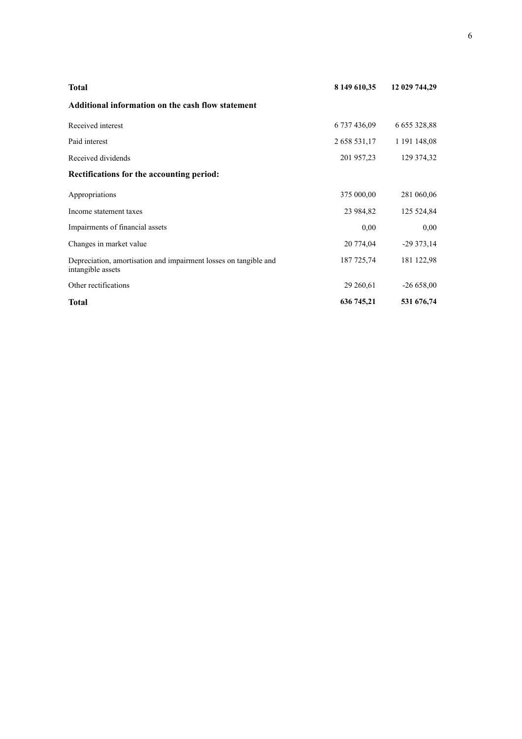| | | |
|---|---|---|
| **Total** | **8 149 610,35** | **12 029 744,29** |
| **Additional information on the cash flow statement** | | |
| Received interest | 6 737 436,09 | 6 655 328,88 |
| Paid interest | 2 658 531,17 | 1 191 148,08 |
| Received dividends | 201 957,23 | 129 374,32 |
| **Rectifications for the accounting period:** | | |
| Appropriations | 375 000,00 | 281 060,06 |
| Income statement taxes | 23 984,82 | 125 524,84 |
| Impairments of financial assets | 0,00 | 0,00 |
| Changes in market value | 20 774,04 | -29 373,14 |
| Depreciation, amortisation and impairment losses on tangible and intangible assets | 187 725,74 | 181 122,98 |
| Other rectifications | 29 260,61 | -26 658,00 |
| **Total** | **636 745,21** | **531 676,74** |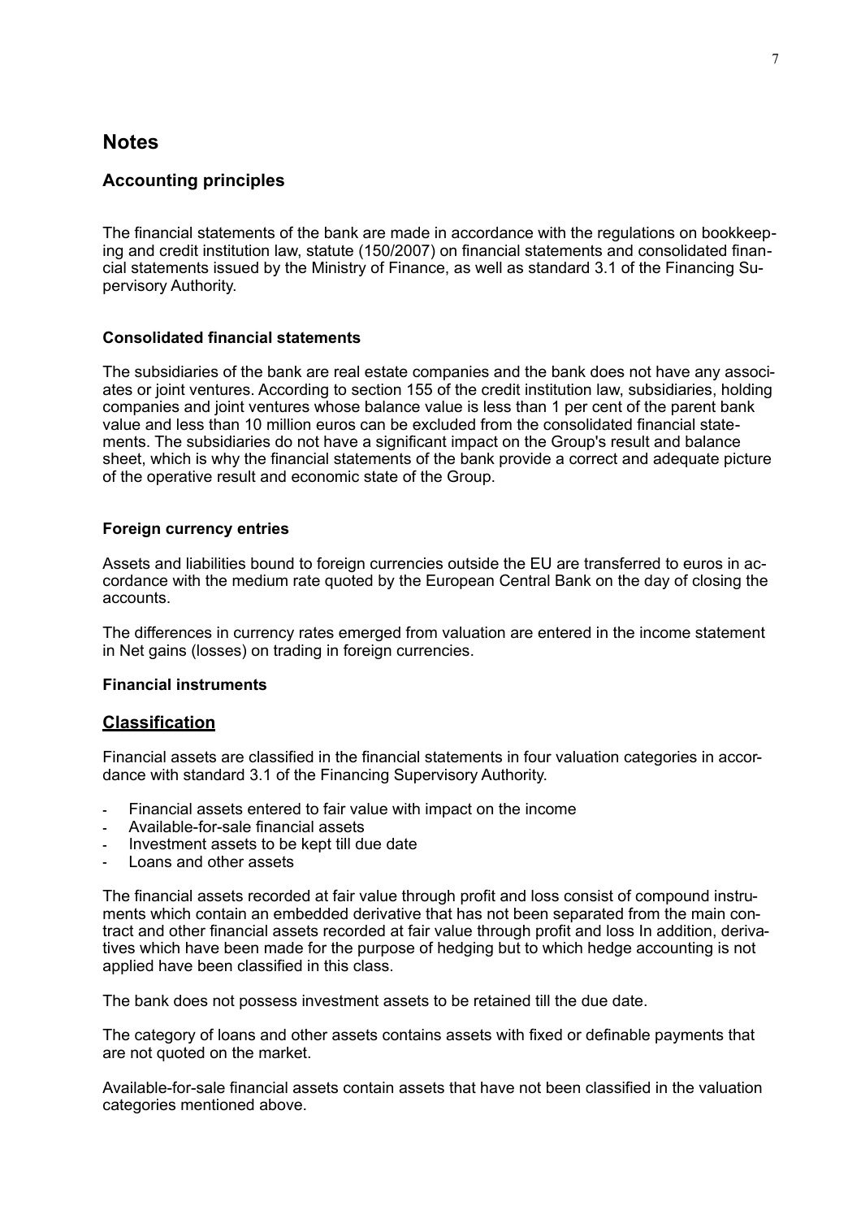# Notes

## Accounting principles

The financial statements of the bank are made in accordance with the regulations on bookkeeping and credit institution law, statute (150/2007) on financial statements and consolidated financial statements issued by the Ministry of Finance, as well as standard 3.1 of the Financing Supervisory Authority.

### Consolidated financial statements

The subsidiaries of the bank are real estate companies and the bank does not have any associates or joint ventures. According to section 155 of the credit institution law, subsidiaries, holding companies and joint ventures whose balance value is less than 1 per cent of the parent bank value and less than 10 million euros can be excluded from the consolidated financial statements. The subsidiaries do not have a significant impact on the Group's result and balance sheet, which is why the financial statements of the bank provide a correct and adequate picture of the operative result and economic state of the Group.

### Foreign currency entries

Assets and liabilities bound to foreign currencies outside the EU are transferred to euros in accordance with the medium rate quoted by the European Central Bank on the day of closing the accounts.

The differences in currency rates emerged from valuation are entered in the income statement in Net gains (losses) on trading in foreign currencies.

### Financial instruments

## Classification

Financial assets are classified in the financial statements in four valuation categories in accordance with standard 3.1 of the Financing Supervisory Authority.

- Financial assets entered to fair value with impact on the income
- Available-for-sale financial assets
- Investment assets to be kept till due date
- Loans and other assets

The financial assets recorded at fair value through profit and loss consist of compound instruments which contain an embedded derivative that has not been separated from the main contract and other financial assets recorded at fair value through profit and loss In addition, derivatives which have been made for the purpose of hedging but to which hedge accounting is not applied have been classified in this class.

The bank does not possess investment assets to be retained till the due date.

The category of loans and other assets contains assets with fixed or definable payments that are not quoted on the market.

Available-for-sale financial assets contain assets that have not been classified in the valuation categories mentioned above.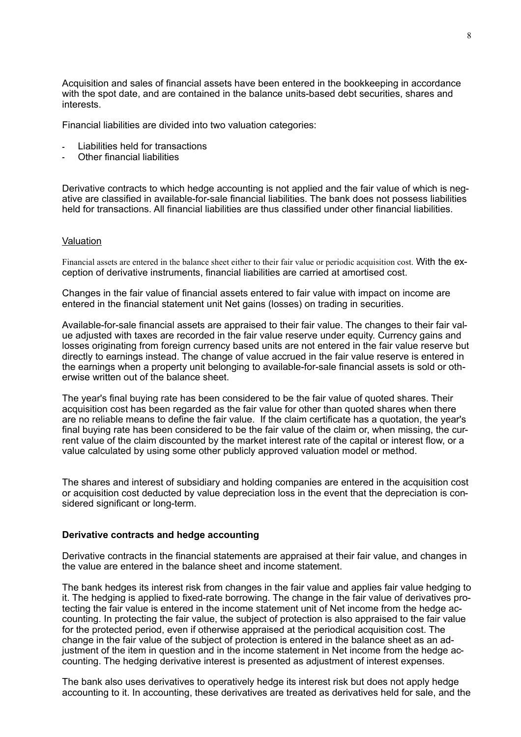Acquisition and sales of financial assets have been entered in the bookkeeping in accordance with the spot date, and are contained in the balance units-based debt securities, shares and interests.

Financial liabilities are divided into two valuation categories:

- Liabilities held for transactions
- Other financial liabilities

Derivative contracts to which hedge accounting is not applied and the fair value of which is negative are classified in available-for-sale financial liabilities. The bank does not possess liabilities held for transactions. All financial liabilities are thus classified under other financial liabilities.

Valuation

Financial assets are entered in the balance sheet either to their fair value or periodic acquisition cost. With the exception of derivative instruments, financial liabilities are carried at amortised cost.

Changes in the fair value of financial assets entered to fair value with impact on income are entered in the financial statement unit Net gains (losses) on trading in securities.

Available-for-sale financial assets are appraised to their fair value. The changes to their fair value adjusted with taxes are recorded in the fair value reserve under equity. Currency gains and losses originating from foreign currency based units are not entered in the fair value reserve but directly to earnings instead. The change of value accrued in the fair value reserve is entered in the earnings when a property unit belonging to available-for-sale financial assets is sold or otherwise written out of the balance sheet.

The year's final buying rate has been considered to be the fair value of quoted shares. Their acquisition cost has been regarded as the fair value for other than quoted shares when there are no reliable means to define the fair value. If the claim certificate has a quotation, the year's final buying rate has been considered to be the fair value of the claim or, when missing, the current value of the claim discounted by the market interest rate of the capital or interest flow, or a value calculated by using some other publicly approved valuation model or method.

The shares and interest of subsidiary and holding companies are entered in the acquisition cost or acquisition cost deducted by value depreciation loss in the event that the depreciation is considered significant or long-term.

**Derivative contracts and hedge accounting**

Derivative contracts in the financial statements are appraised at their fair value, and changes in the value are entered in the balance sheet and income statement.

The bank hedges its interest risk from changes in the fair value and applies fair value hedging to it. The hedging is applied to fixed-rate borrowing. The change in the fair value of derivatives protecting the fair value is entered in the income statement unit of Net income from the hedge accounting. In protecting the fair value, the subject of protection is also appraised to the fair value for the protected period, even if otherwise appraised at the periodical acquisition cost. The change in the fair value of the subject of protection is entered in the balance sheet as an adjustment of the item in question and in the income statement in Net income from the hedge accounting. The hedging derivative interest is presented as adjustment of interest expenses.

The bank also uses derivatives to operatively hedge its interest risk but does not apply hedge accounting to it. In accounting, these derivatives are treated as derivatives held for sale, and the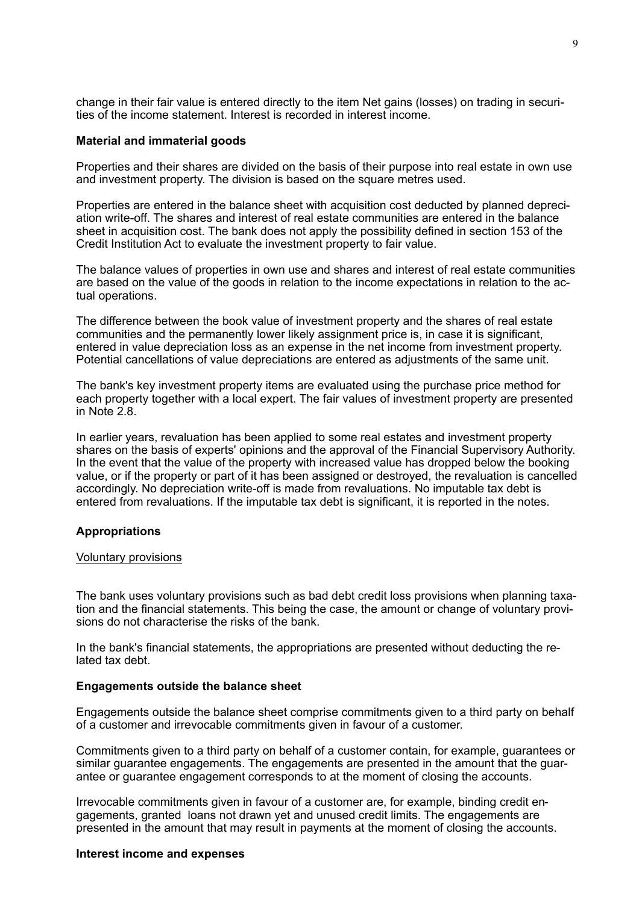change in their fair value is entered directly to the item Net gains (losses) on trading in securities of the income statement. Interest is recorded in interest income.

**Material and immaterial goods**

Properties and their shares are divided on the basis of their purpose into real estate in own use and investment property. The division is based on the square metres used.

Properties are entered in the balance sheet with acquisition cost deducted by planned depreciation write-off. The shares and interest of real estate communities are entered in the balance sheet in acquisition cost. The bank does not apply the possibility defined in section 153 of the Credit Institution Act to evaluate the investment property to fair value.

The balance values of properties in own use and shares and interest of real estate communities are based on the value of the goods in relation to the income expectations in relation to the actual operations.

The difference between the book value of investment property and the shares of real estate communities and the permanently lower likely assignment price is, in case it is significant, entered in value depreciation loss as an expense in the net income from investment property. Potential cancellations of value depreciations are entered as adjustments of the same unit.

The bank's key investment property items are evaluated using the purchase price method for each property together with a local expert. The fair values of investment property are presented in Note 2.8.

In earlier years, revaluation has been applied to some real estates and investment property shares on the basis of experts' opinions and the approval of the Financial Supervisory Authority. In the event that the value of the property with increased value has dropped below the booking value, or if the property or part of it has been assigned or destroyed, the revaluation is cancelled accordingly. No depreciation write-off is made from revaluations. No imputable tax debt is entered from revaluations. If the imputable tax debt is significant, it is reported in the notes.

**Appropriations**

<u>Voluntary provisions</u>

The bank uses voluntary provisions such as bad debt credit loss provisions when planning taxation and the financial statements. This being the case, the amount or change of voluntary provisions do not characterise the risks of the bank.

In the bank's financial statements, the appropriations are presented without deducting the related tax debt.

**Engagements outside the balance sheet**

Engagements outside the balance sheet comprise commitments given to a third party on behalf of a customer and irrevocable commitments given in favour of a customer.

Commitments given to a third party on behalf of a customer contain, for example, guarantees or similar guarantee engagements. The engagements are presented in the amount that the guarantee or guarantee engagement corresponds to at the moment of closing the accounts.

Irrevocable commitments given in favour of a customer are, for example, binding credit engagements, granted loans not drawn yet and unused credit limits. The engagements are presented in the amount that may result in payments at the moment of closing the accounts.

**Interest income and expenses**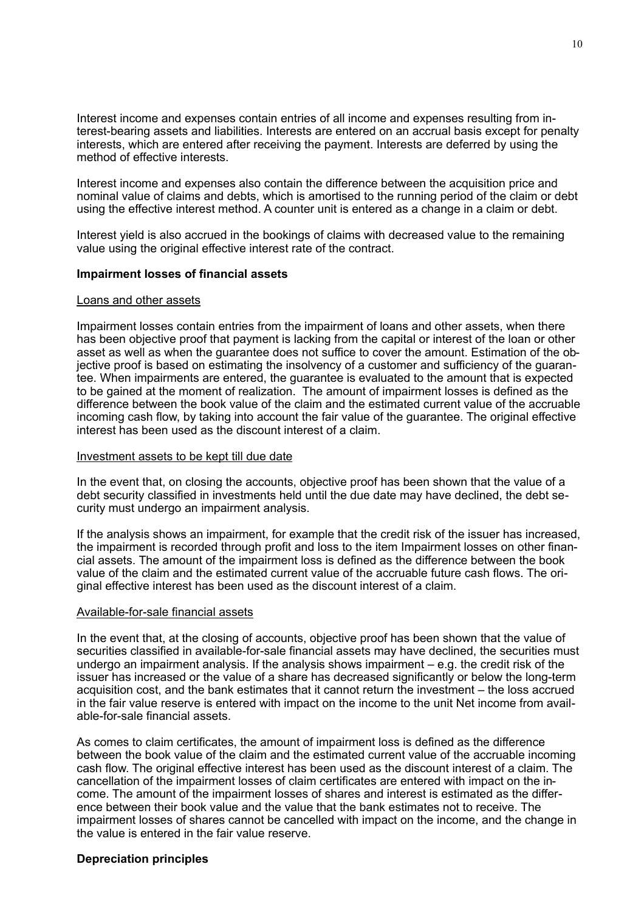Interest income and expenses contain entries of all income and expenses resulting from interest-bearing assets and liabilities. Interests are entered on an accrual basis except for penalty interests, which are entered after receiving the payment. Interests are deferred by using the method of effective interests.

Interest income and expenses also contain the difference between the acquisition price and nominal value of claims and debts, which is amortised to the running period of the claim or debt using the effective interest method. A counter unit is entered as a change in a claim or debt.

Interest yield is also accrued in the bookings of claims with decreased value to the remaining value using the original effective interest rate of the contract.

**Impairment losses of financial assets**

Loans and other assets

Impairment losses contain entries from the impairment of loans and other assets, when there has been objective proof that payment is lacking from the capital or interest of the loan or other asset as well as when the guarantee does not suffice to cover the amount. Estimation of the objective proof is based on estimating the insolvency of a customer and sufficiency of the guarantee. When impairments are entered, the guarantee is evaluated to the amount that is expected to be gained at the moment of realization. The amount of impairment losses is defined as the difference between the book value of the claim and the estimated current value of the accruable incoming cash flow, by taking into account the fair value of the guarantee. The original effective interest has been used as the discount interest of a claim.

Investment assets to be kept till due date

In the event that, on closing the accounts, objective proof has been shown that the value of a debt security classified in investments held until the due date may have declined, the debt security must undergo an impairment analysis.

If the analysis shows an impairment, for example that the credit risk of the issuer has increased, the impairment is recorded through profit and loss to the item Impairment losses on other financial assets. The amount of the impairment loss is defined as the difference between the book value of the claim and the estimated current value of the accruable future cash flows. The original effective interest has been used as the discount interest of a claim.

Available-for-sale financial assets

In the event that, at the closing of accounts, objective proof has been shown that the value of securities classified in available-for-sale financial assets may have declined, the securities must undergo an impairment analysis. If the analysis shows impairment – e.g. the credit risk of the issuer has increased or the value of a share has decreased significantly or below the long-term acquisition cost, and the bank estimates that it cannot return the investment – the loss accrued in the fair value reserve is entered with impact on the income to the unit Net income from available-for-sale financial assets.

As comes to claim certificates, the amount of impairment loss is defined as the difference between the book value of the claim and the estimated current value of the accruable incoming cash flow. The original effective interest has been used as the discount interest of a claim. The cancellation of the impairment losses of claim certificates are entered with impact on the income. The amount of the impairment losses of shares and interest is estimated as the difference between their book value and the value that the bank estimates not to receive. The impairment losses of shares cannot be cancelled with impact on the income, and the change in the value is entered in the fair value reserve.

**Depreciation principles**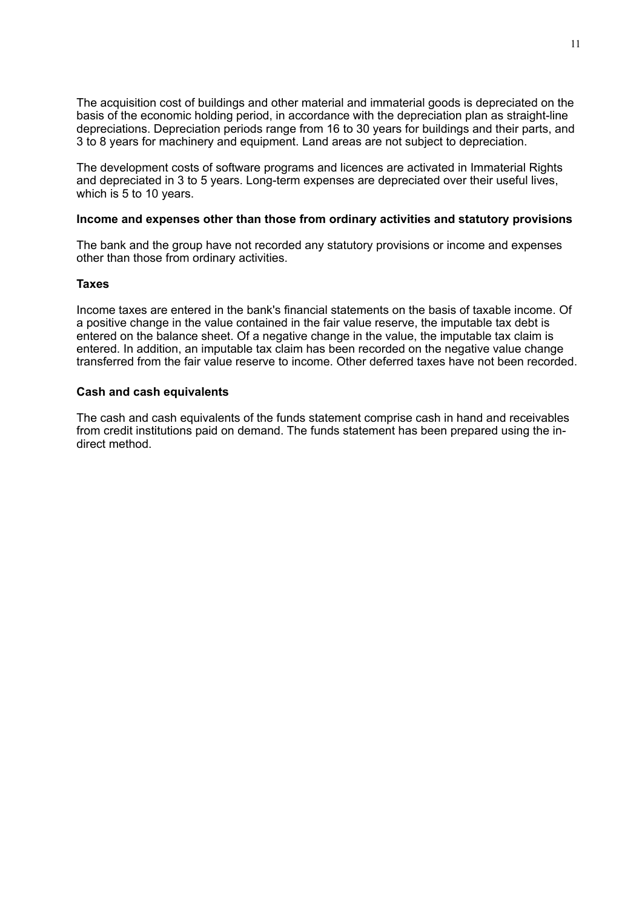The acquisition cost of buildings and other material and immaterial goods is depreciated on the basis of the economic holding period, in accordance with the depreciation plan as straight-line depreciations. Depreciation periods range from 16 to 30 years for buildings and their parts, and 3 to 8 years for machinery and equipment. Land areas are not subject to depreciation.

The development costs of software programs and licences are activated in Immaterial Rights and depreciated in 3 to 5 years. Long-term expenses are depreciated over their useful lives, which is 5 to 10 years.

**Income and expenses other than those from ordinary activities and statutory provisions**

The bank and the group have not recorded any statutory provisions or income and expenses other than those from ordinary activities.

**Taxes**

Income taxes are entered in the bank's financial statements on the basis of taxable income. Of a positive change in the value contained in the fair value reserve, the imputable tax debt is entered on the balance sheet. Of a negative change in the value, the imputable tax claim is entered. In addition, an imputable tax claim has been recorded on the negative value change transferred from the fair value reserve to income. Other deferred taxes have not been recorded.

**Cash and cash equivalents**

The cash and cash equivalents of the funds statement comprise cash in hand and receivables from credit institutions paid on demand. The funds statement has been prepared using the indirect method.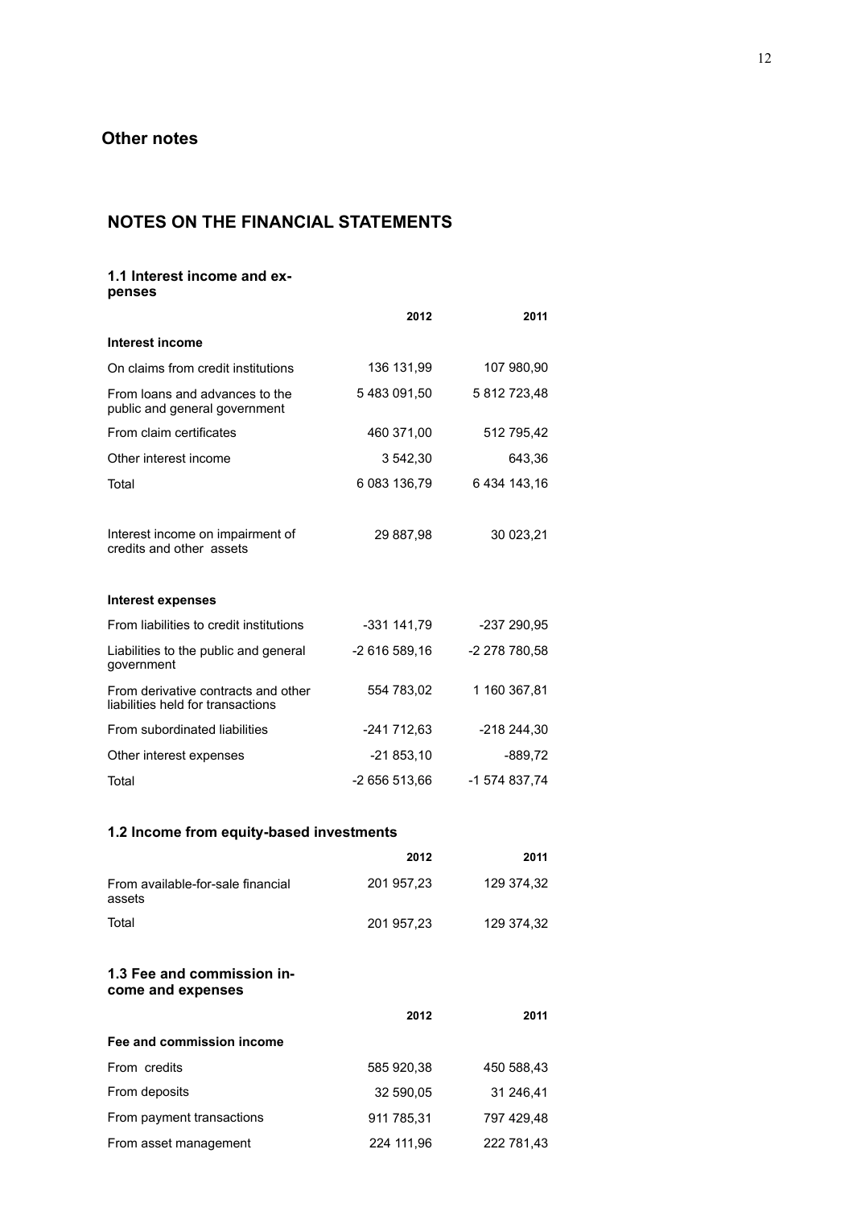## Other notes

# NOTES ON THE FINANCIAL STATEMENTS

### 1.1 Interest income and expenses

| | 2012 | 2011 |
|---|---|---|
| **Interest income** | | |
| On claims from credit institutions | 136 131,99 | 107 980,90 |
| From loans and advances to the public and general government | 5 483 091,50 | 5 812 723,48 |
| From claim certificates | 460 371,00 | 512 795,42 |
| Other interest income | 3 542,30 | 643,36 |
| Total | 6 083 136,79 | 6 434 143,16 |
| | | |
| Interest income on impairment of credits and other assets | 29 887,98 | 30 023,21 |
| | | |
| **Interest expenses** | | |
| From liabilities to credit institutions | -331 141,79 | -237 290,95 |
| Liabilities to the public and general government | -2 616 589,16 | -2 278 780,58 |
| From derivative contracts and other liabilities held for transactions | 554 783,02 | 1 160 367,81 |
| From subordinated liabilities | -241 712,63 | -218 244,30 |
| Other interest expenses | -21 853,10 | -889,72 |
| Total | -2 656 513,66 | -1 574 837,74 |

### 1.2 Income from equity-based investments

| | 2012 | 2011 |
|---|---|---|
| From available-for-sale financial assets | 201 957,23 | 129 374,32 |
| Total | 201 957,23 | 129 374,32 |

### 1.3 Fee and commission income and expenses

| | 2012 | 2011 |
|---|---|---|
| **Fee and commission income** | | |
| From credits | 585 920,38 | 450 588,43 |
| From deposits | 32 590,05 | 31 246,41 |
| From payment transactions | 911 785,31 | 797 429,48 |
| From asset management | 224 111,96 | 222 781,43 |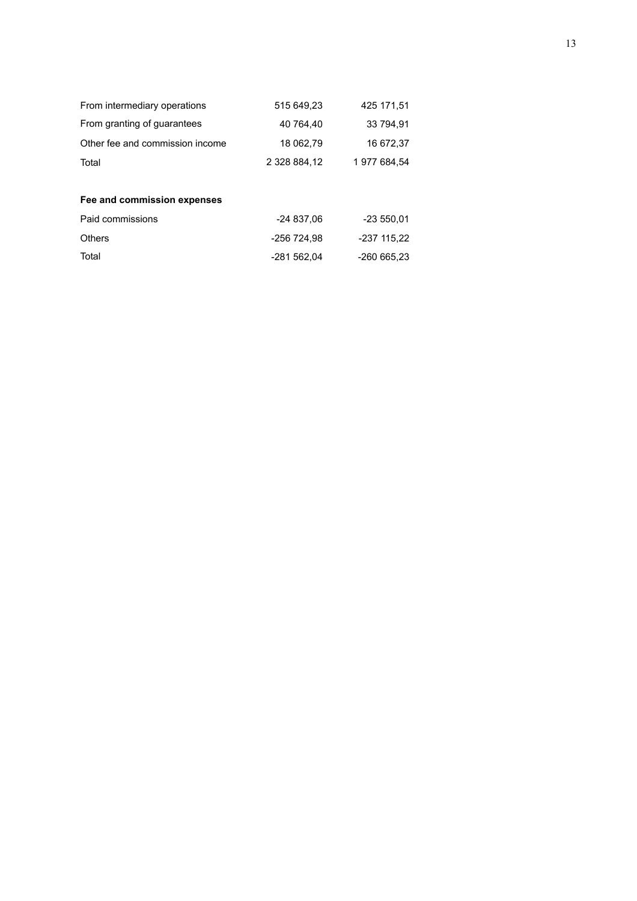| | | |
|---|---|---|
| From intermediary operations | 515 649,23 | 425 171,51 |
| From granting of guarantees | 40 764,40 | 33 794,91 |
| Other fee and commission income | 18 062,79 | 16 672,37 |
| Total | 2 328 884,12 | 1 977 684,54 |

**Fee and commission expenses**

| | | |
|---|---|---|
| Paid commissions | -24 837,06 | -23 550,01 |
| Others | -256 724,98 | -237 115,22 |
| Total | -281 562,04 | -260 665,23 |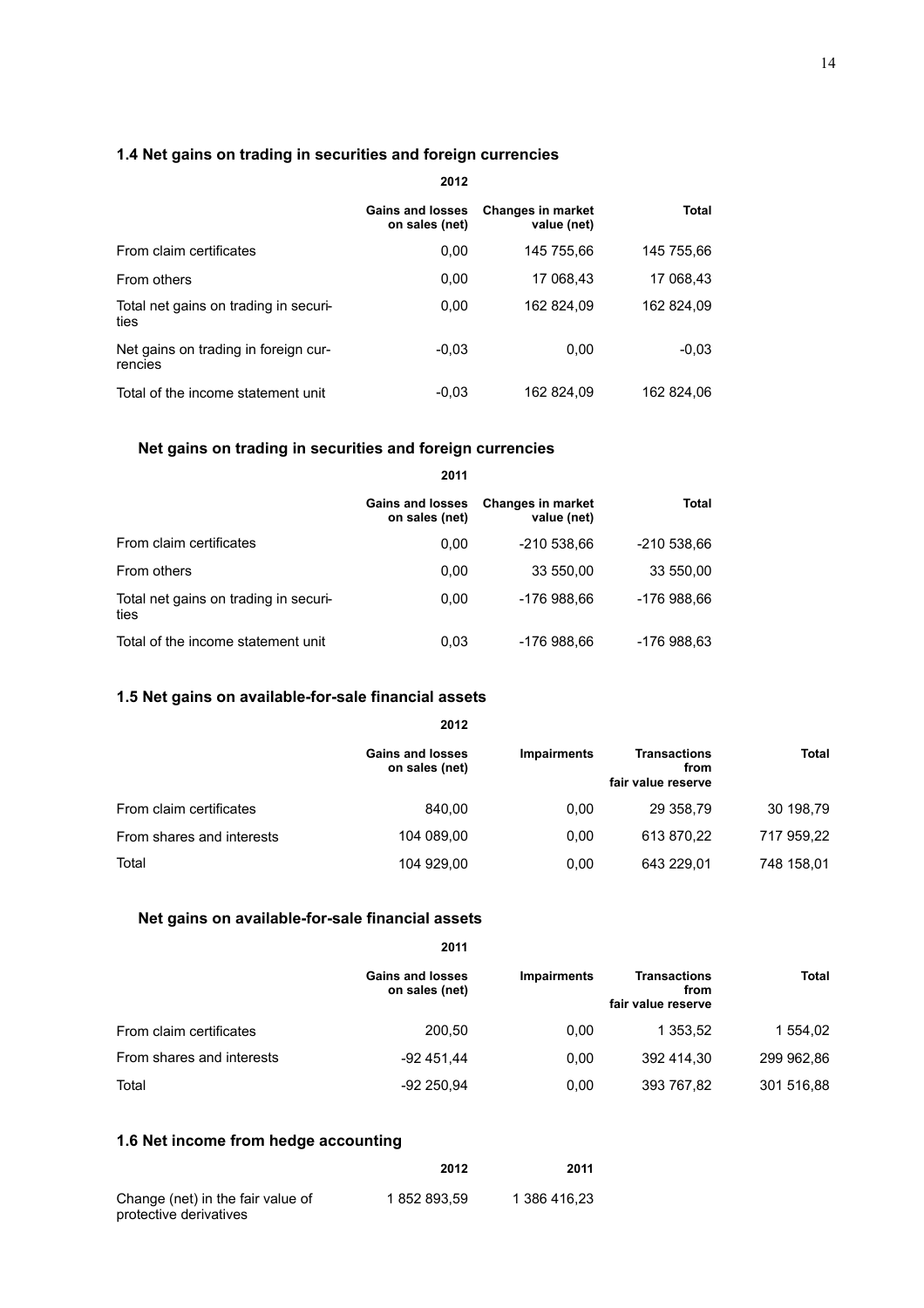### 1.4 Net gains on trading in securities and foreign currencies

| 2012 | Gains and losses on sales (net) | Changes in market value (net) | Total |
|---|---|---|---|
| From claim certificates | 0,00 | 145 755,66 | 145 755,66 |
| From others | 0,00 | 17 068,43 | 17 068,43 |
| Total net gains on trading in securities | 0,00 | 162 824,09 | 162 824,09 |
| Net gains on trading in foreign currencies | -0,03 | 0,00 | -0,03 |
| Total of the income statement unit | -0,03 | 162 824,09 | 162 824,06 |

#### Net gains on trading in securities and foreign currencies

| 2011 | Gains and losses on sales (net) | Changes in market value (net) | Total |
|---|---|---|---|
| From claim certificates | 0,00 | -210 538,66 | -210 538,66 |
| From others | 0,00 | 33 550,00 | 33 550,00 |
| Total net gains on trading in securities | 0,00 | -176 988,66 | -176 988,66 |
| Total of the income statement unit | 0,03 | -176 988,66 | -176 988,63 |

### 1.5 Net gains on available-for-sale financial assets

| 2012 | Gains and losses on sales (net) | Impairments | Transactions from fair value reserve | Total |
|---|---|---|---|---|
| From claim certificates | 840,00 | 0,00 | 29 358,79 | 30 198,79 |
| From shares and interests | 104 089,00 | 0,00 | 613 870,22 | 717 959,22 |
| Total | 104 929,00 | 0,00 | 643 229,01 | 748 158,01 |

#### Net gains on available-for-sale financial assets

| 2011 | Gains and losses on sales (net) | Impairments | Transactions from fair value reserve | Total |
|---|---|---|---|---|
| From claim certificates | 200,50 | 0,00 | 1 353,52 | 1 554,02 |
| From shares and interests | -92 451,44 | 0,00 | 392 414,30 | 299 962,86 |
| Total | -92 250,94 | 0,00 | 393 767,82 | 301 516,88 |

### 1.6 Net income from hedge accounting

| | 2012 | 2011 |
|---|---|---|
| Change (net) in the fair value of protective derivatives | 1 852 893,59 | 1 386 416,23 |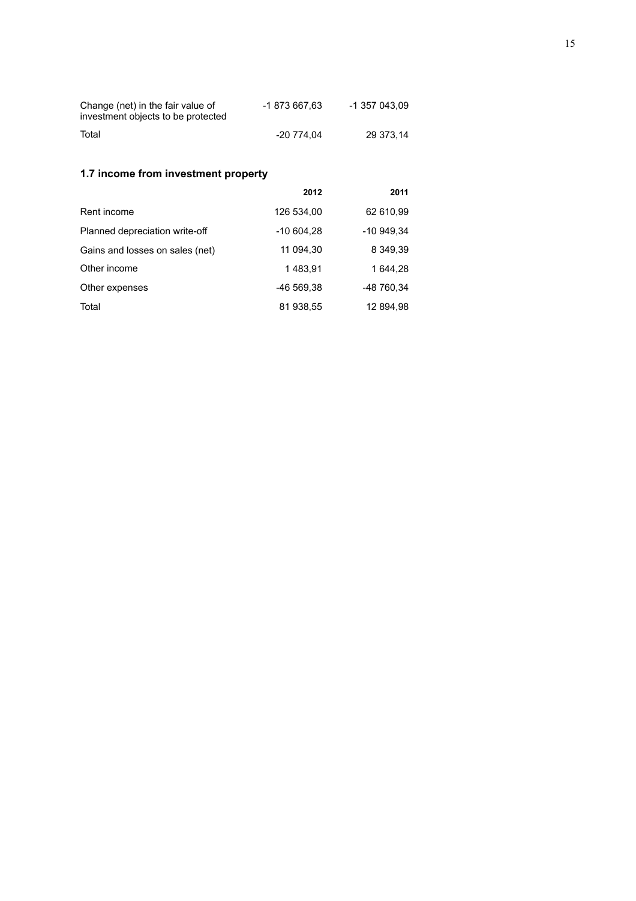| | | |
|---|---|---|
| Change (net) in the fair value of investment objects to be protected | -1 873 667,63 | -1 357 043,09 |
| Total | -20 774,04 | 29 373,14 |

## 1.7 income from investment property

| | 2012 | 2011 |
|---|---|---|
| Rent income | 126 534,00 | 62 610,99 |
| Planned depreciation write-off | -10 604,28 | -10 949,34 |
| Gains and losses on sales (net) | 11 094,30 | 8 349,39 |
| Other income | 1 483,91 | 1 644,28 |
| Other expenses | -46 569,38 | -48 760,34 |
| Total | 81 938,55 | 12 894,98 |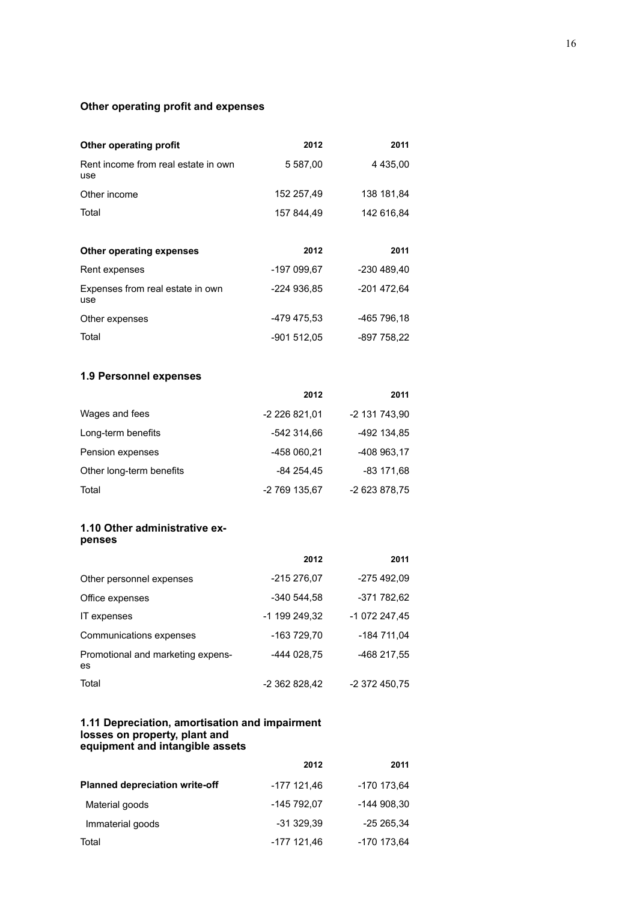### Other operating profit and expenses

| Other operating profit | 2012 | 2011 |
|---|---|---|
| Rent income from real estate in own use | 5 587,00 | 4 435,00 |
| Other income | 152 257,49 | 138 181,84 |
| Total | 157 844,49 | 142 616,84 |

| Other operating expenses | 2012 | 2011 |
|---|---|---|
| Rent expenses | -197 099,67 | -230 489,40 |
| Expenses from real estate in own use | -224 936,85 | -201 472,64 |
| Other expenses | -479 475,53 | -465 796,18 |
| Total | -901 512,05 | -897 758,22 |

### 1.9 Personnel expenses

| | 2012 | 2011 |
|---|---|---|
| Wages and fees | -2 226 821,01 | -2 131 743,90 |
| Long-term benefits | -542 314,66 | -492 134,85 |
| Pension expenses | -458 060,21 | -408 963,17 |
| Other long-term benefits | -84 254,45 | -83 171,68 |
| Total | -2 769 135,67 | -2 623 878,75 |

### 1.10 Other administrative expenses

| | 2012 | 2011 |
|---|---|---|
| Other personnel expenses | -215 276,07 | -275 492,09 |
| Office expenses | -340 544,58 | -371 782,62 |
| IT expenses | -1 199 249,32 | -1 072 247,45 |
| Communications expenses | -163 729,70 | -184 711,04 |
| Promotional and marketing expenses | -444 028,75 | -468 217,55 |
| Total | -2 362 828,42 | -2 372 450,75 |

### 1.11 Depreciation, amortisation and impairment losses on property, plant and equipment and intangible assets

| | 2012 | 2011 |
|---|---|---|
| **Planned depreciation write-off** | -177 121,46 | -170 173,64 |
| Material goods | -145 792,07 | -144 908,30 |
| Immaterial goods | -31 329,39 | -25 265,34 |
| Total | -177 121,46 | -170 173,64 |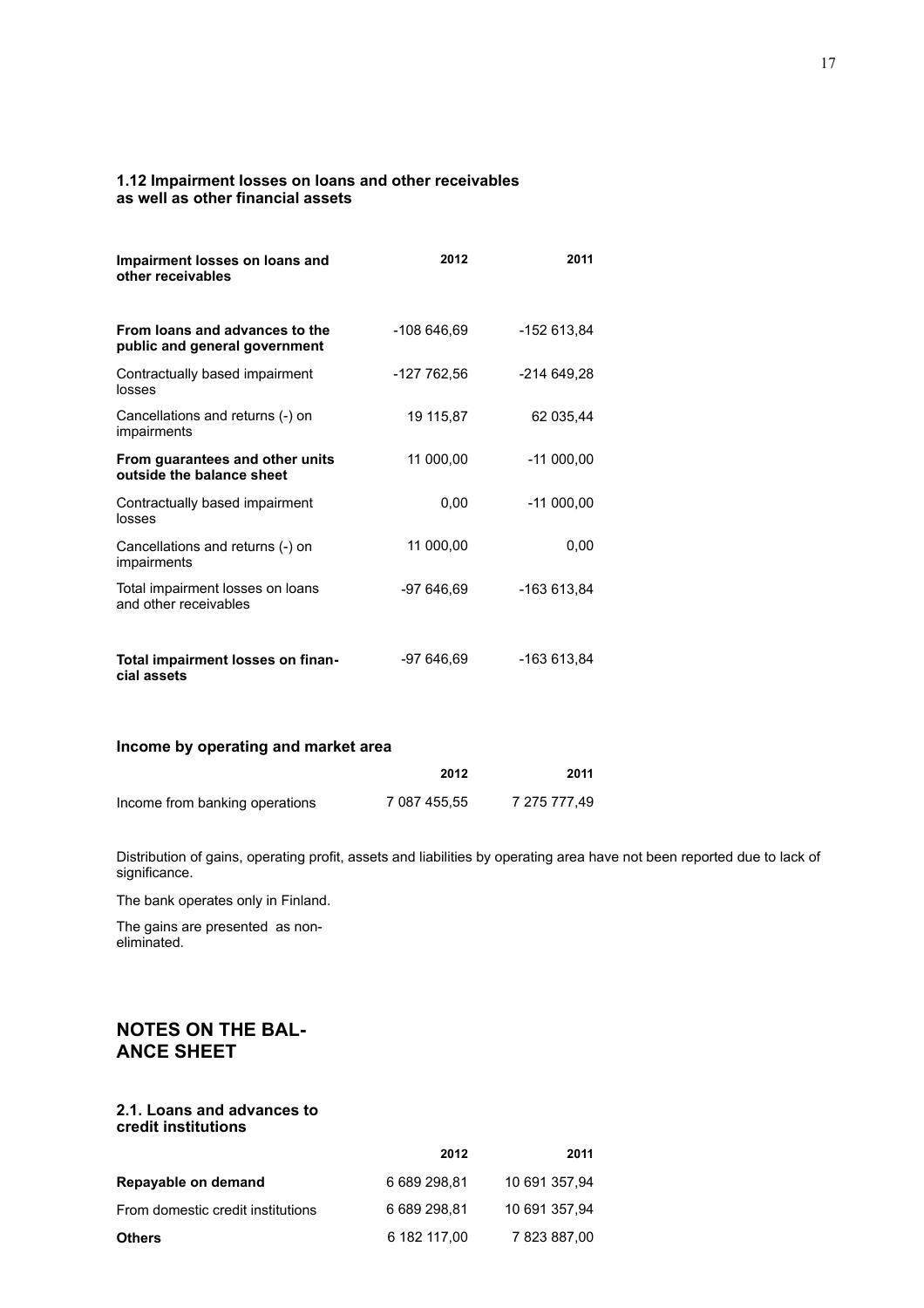### 1.12 Impairment losses on loans and other receivables as well as other financial assets

| Impairment losses on loans and other receivables | 2012 | 2011 |
|---|---|---|
| **From loans and advances to the public and general government** | -108 646,69 | -152 613,84 |
| Contractually based impairment losses | -127 762,56 | -214 649,28 |
| Cancellations and returns (-) on impairments | 19 115,87 | 62 035,44 |
| **From guarantees and other units outside the balance sheet** | 11 000,00 | -11 000,00 |
| Contractually based impairment losses | 0,00 | -11 000,00 |
| Cancellations and returns (-) on impairments | 11 000,00 | 0,00 |
| Total impairment losses on loans and other receivables | -97 646,69 | -163 613,84 |
| **Total impairment losses on financial assets** | -97 646,69 | -163 613,84 |

### Income by operating and market area

| | 2012 | 2011 |
|---|---|---|
| Income from banking operations | 7 087 455,55 | 7 275 777,49 |

Distribution of gains, operating profit, assets and liabilities by operating area have not been reported due to lack of significance.

The bank operates only in Finland.

The gains are presented as non-eliminated.

## NOTES ON THE BALANCE SHEET

### 2.1. Loans and advances to credit institutions

| | 2012 | 2011 |
|---|---|---|
| **Repayable on demand** | 6 689 298,81 | 10 691 357,94 |
| From domestic credit institutions | 6 689 298,81 | 10 691 357,94 |
| **Others** | 6 182 117,00 | 7 823 887,00 |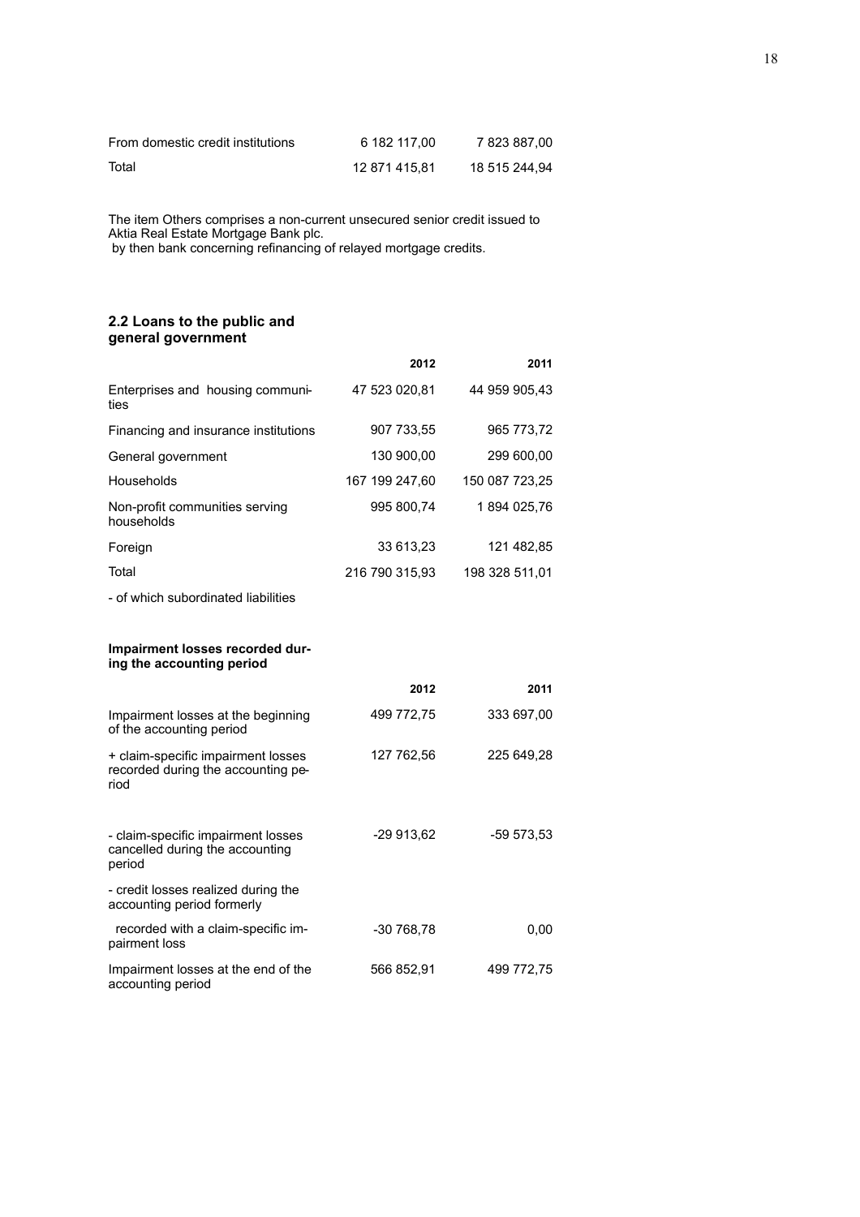| | | |
|---|---|---|
| From domestic credit institutions | 6 182 117,00 | 7 823 887,00 |
| Total | 12 871 415,81 | 18 515 244,94 |

The item Others comprises a non-current unsecured senior credit issued to Aktia Real Estate Mortgage Bank plc.
by then bank concerning refinancing of relayed mortgage credits.

## 2.2 Loans to the public and general government

| | 2012 | 2011 |
|---|---|---|
| Enterprises and housing communities | 47 523 020,81 | 44 959 905,43 |
| Financing and insurance institutions | 907 733,55 | 965 773,72 |
| General government | 130 900,00 | 299 600,00 |
| Households | 167 199 247,60 | 150 087 723,25 |
| Non-profit communities serving households | 995 800,74 | 1 894 025,76 |
| Foreign | 33 613,23 | 121 482,85 |
| Total | 216 790 315,93 | 198 328 511,01 |
| - of which subordinated liabilities | | |

**Impairment losses recorded during the accounting period**

| | 2012 | 2011 |
|---|---|---|
| Impairment losses at the beginning of the accounting period | 499 772,75 | 333 697,00 |
| + claim-specific impairment losses recorded during the accounting period | 127 762,56 | 225 649,28 |
| - claim-specific impairment losses cancelled during the accounting period | -29 913,62 | -59 573,53 |
| - credit losses realized during the accounting period formerly | | |
| recorded with a claim-specific impairment loss | -30 768,78 | 0,00 |
| Impairment losses at the end of the accounting period | 566 852,91 | 499 772,75 |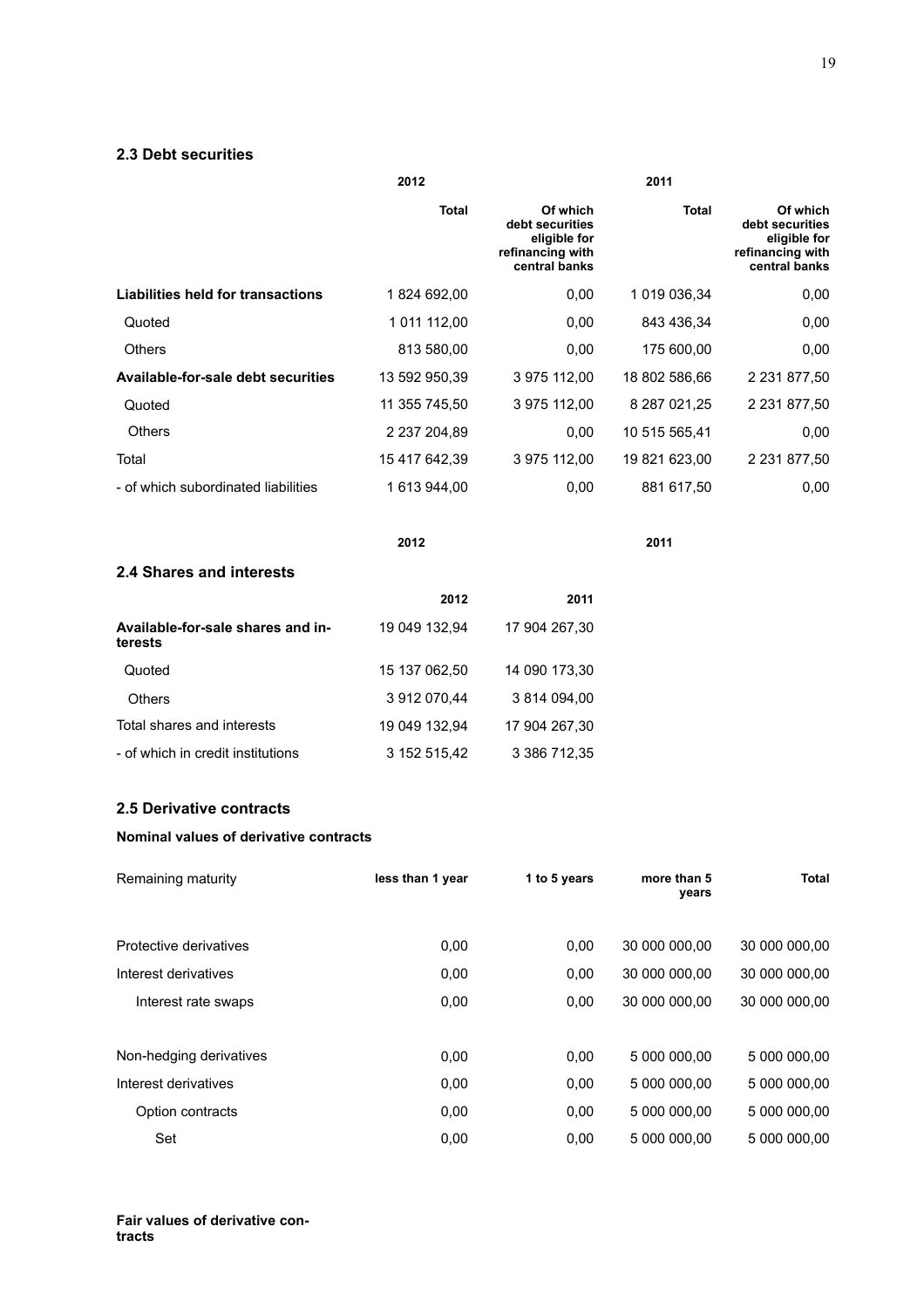## 2.3 Debt securities

| | 2012 | | 2011 | |
|---|---|---|---|---|
| | **Total** | **Of which debt securities eligible for refinancing with central banks** | **Total** | **Of which debt securities eligible for refinancing with central banks** |
| **Liabilities held for transactions** | 1 824 692,00 | 0,00 | 1 019 036,34 | 0,00 |
| Quoted | 1 011 112,00 | 0,00 | 843 436,34 | 0,00 |
| Others | 813 580,00 | 0,00 | 175 600,00 | 0,00 |
| **Available-for-sale debt securities** | 13 592 950,39 | 3 975 112,00 | 18 802 586,66 | 2 231 877,50 |
| Quoted | 11 355 745,50 | 3 975 112,00 | 8 287 021,25 | 2 231 877,50 |
| Others | 2 237 204,89 | 0,00 | 10 515 565,41 | 0,00 |
| Total | 15 417 642,39 | 3 975 112,00 | 19 821 623,00 | 2 231 877,50 |
| - of which subordinated liabilities | 1 613 944,00 | 0,00 | 881 617,50 | 0,00 |

**2012** **2011**

## 2.4 Shares and interests

| | 2012 | 2011 |
|---|---|---|
| **Available-for-sale shares and interests** | 19 049 132,94 | 17 904 267,30 |
| Quoted | 15 137 062,50 | 14 090 173,30 |
| Others | 3 912 070,44 | 3 814 094,00 |
| Total shares and interests | 19 049 132,94 | 17 904 267,30 |
| - of which in credit institutions | 3 152 515,42 | 3 386 712,35 |

## 2.5 Derivative contracts

**Nominal values of derivative contracts**

| Remaining maturity | less than 1 year | 1 to 5 years | more than 5 years | Total |
|---|---|---|---|---|
| Protective derivatives | 0,00 | 0,00 | 30 000 000,00 | 30 000 000,00 |
| Interest derivatives | 0,00 | 0,00 | 30 000 000,00 | 30 000 000,00 |
| Interest rate swaps | 0,00 | 0,00 | 30 000 000,00 | 30 000 000,00 |
| Non-hedging derivatives | 0,00 | 0,00 | 5 000 000,00 | 5 000 000,00 |
| Interest derivatives | 0,00 | 0,00 | 5 000 000,00 | 5 000 000,00 |
| Option contracts | 0,00 | 0,00 | 5 000 000,00 | 5 000 000,00 |
| Set | 0,00 | 0,00 | 5 000 000,00 | 5 000 000,00 |

**Fair values of derivative contracts**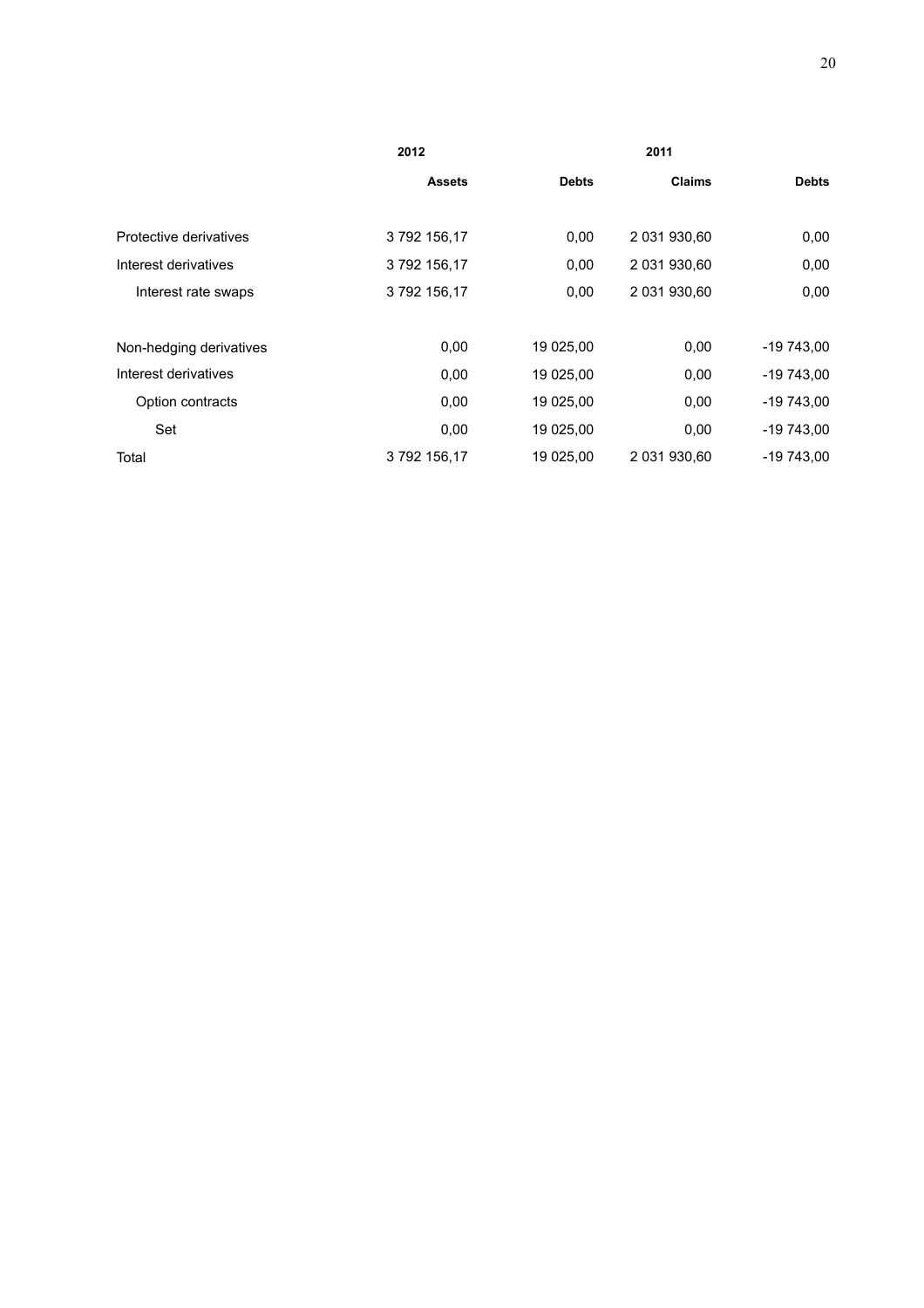| | 2012 | | 2011 | |
|---|---|---|---|---|
| | **Assets** | **Debts** | **Claims** | **Debts** |
| Protective derivatives | 3 792 156,17 | 0,00 | 2 031 930,60 | 0,00 |
| Interest derivatives | 3 792 156,17 | 0,00 | 2 031 930,60 | 0,00 |
| Interest rate swaps | 3 792 156,17 | 0,00 | 2 031 930,60 | 0,00 |
| | | | | |
| Non-hedging derivatives | 0,00 | 19 025,00 | 0,00 | -19 743,00 |
| Interest derivatives | 0,00 | 19 025,00 | 0,00 | -19 743,00 |
| Option contracts | 0,00 | 19 025,00 | 0,00 | -19 743,00 |
| Set | 0,00 | 19 025,00 | 0,00 | -19 743,00 |
| Total | 3 792 156,17 | 19 025,00 | 2 031 930,60 | -19 743,00 |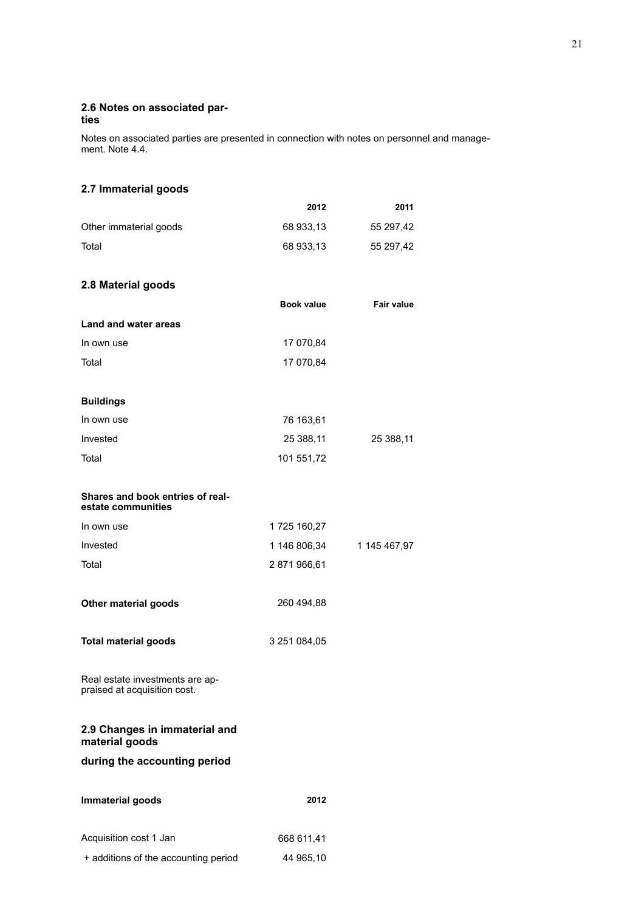## 2.6 Notes on associated parties

Notes on associated parties are presented in connection with notes on personnel and management. Note 4.4.

## 2.7 Immaterial goods

| | 2012 | 2011 |
|---|---|---|
| Other immaterial goods | 68 933,13 | 55 297,42 |
| Total | 68 933,13 | 55 297,42 |

## 2.8 Material goods

| | Book value | Fair value |
|---|---|---|
| **Land and water areas** | | |
| In own use | 17 070,84 | |
| Total | 17 070,84 | |
| | | |
| **Buildings** | | |
| In own use | 76 163,61 | |
| Invested | 25 388,11 | 25 388,11 |
| Total | 101 551,72 | |
| | | |
| **Shares and book entries of real-estate communities** | | |
| In own use | 1 725 160,27 | |
| Invested | 1 146 806,34 | 1 145 467,97 |
| Total | 2 871 966,61 | |
| | | |
| **Other material goods** | 260 494,88 | |
| | | |
| **Total material goods** | 3 251 084,05 | |

Real estate investments are appraised at acquisition cost.

## 2.9 Changes in immaterial and material goods during the accounting period

| **Immaterial goods** | 2012 |
|---|---|
| Acquisition cost 1 Jan | 668 611,41 |
| + additions of the accounting period | 44 965,10 |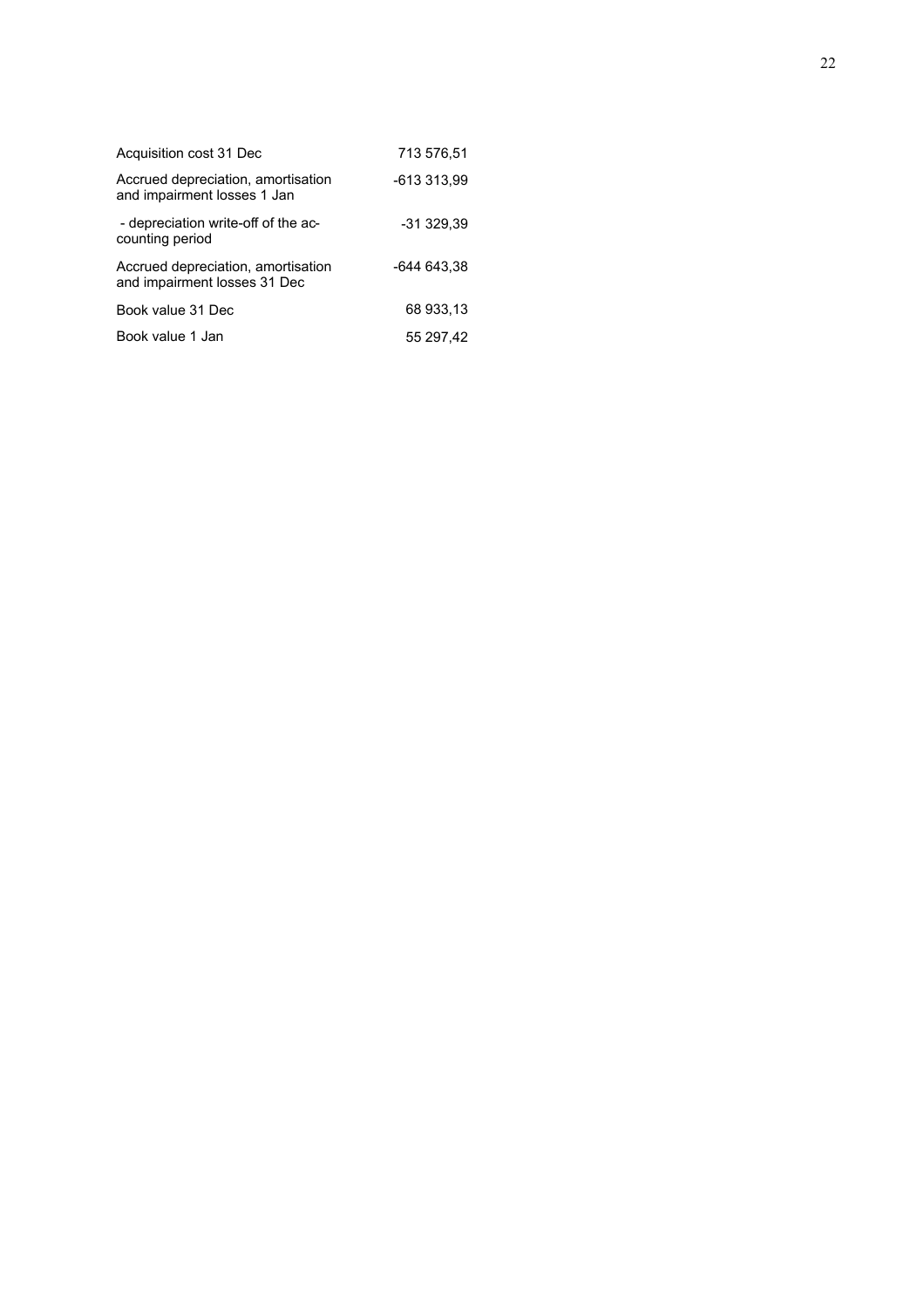| | |
|---|---|
| Acquisition cost 31 Dec | 713 576,51 |
| Accrued depreciation, amortisation and impairment losses 1 Jan | -613 313,99 |
| - depreciation write-off of the accounting period | -31 329,39 |
| Accrued depreciation, amortisation and impairment losses 31 Dec | -644 643,38 |
| Book value 31 Dec | 68 933,13 |
| Book value 1 Jan | 55 297,42 |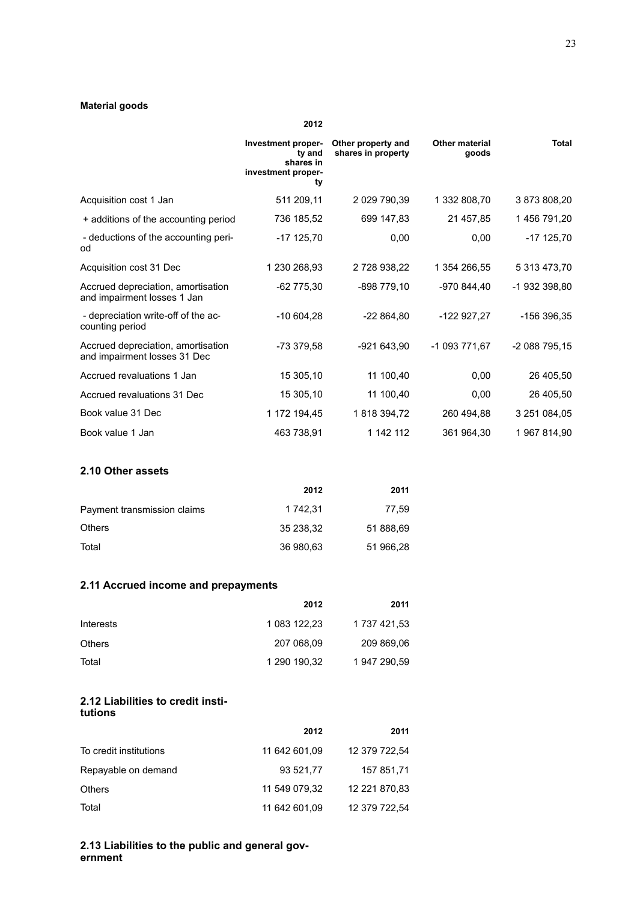**Material goods**

| | 2012 | | | |
|---|---|---|---|---|
| | Investment property and shares in investment property | Other property and shares in property | Other material goods | Total |
| Acquisition cost 1 Jan | 511 209,11 | 2 029 790,39 | 1 332 808,70 | 3 873 808,20 |
| + additions of the accounting period | 736 185,52 | 699 147,83 | 21 457,85 | 1 456 791,20 |
| - deductions of the accounting period | -17 125,70 | 0,00 | 0,00 | -17 125,70 |
| Acquisition cost 31 Dec | 1 230 268,93 | 2 728 938,22 | 1 354 266,55 | 5 313 473,70 |
| Accrued depreciation, amortisation and impairment losses 1 Jan | -62 775,30 | -898 779,10 | -970 844,40 | -1 932 398,80 |
| - depreciation write-off of the accounting period | -10 604,28 | -22 864,80 | -122 927,27 | -156 396,35 |
| Accrued depreciation, amortisation and impairment losses 31 Dec | -73 379,58 | -921 643,90 | -1 093 771,67 | -2 088 795,15 |
| Accrued revaluations 1 Jan | 15 305,10 | 11 100,40 | 0,00 | 26 405,50 |
| Accrued revaluations 31 Dec | 15 305,10 | 11 100,40 | 0,00 | 26 405,50 |
| Book value 31 Dec | 1 172 194,45 | 1 818 394,72 | 260 494,88 | 3 251 084,05 |
| Book value 1 Jan | 463 738,91 | 1 142 112 | 361 964,30 | 1 967 814,90 |

## 2.10 Other assets

| | 2012 | 2011 |
|---|---|---|
| Payment transmission claims | 1 742,31 | 77,59 |
| Others | 35 238,32 | 51 888,69 |
| Total | 36 980,63 | 51 966,28 |

## 2.11 Accrued income and prepayments

| | 2012 | 2011 |
|---|---|---|
| Interests | 1 083 122,23 | 1 737 421,53 |
| Others | 207 068,09 | 209 869,06 |
| Total | 1 290 190,32 | 1 947 290,59 |

## 2.12 Liabilities to credit institutions

| | 2012 | 2011 |
|---|---|---|
| To credit institutions | 11 642 601,09 | 12 379 722,54 |
| Repayable on demand | 93 521,77 | 157 851,71 |
| Others | 11 549 079,32 | 12 221 870,83 |
| Total | 11 642 601,09 | 12 379 722,54 |

## 2.13 Liabilities to the public and general government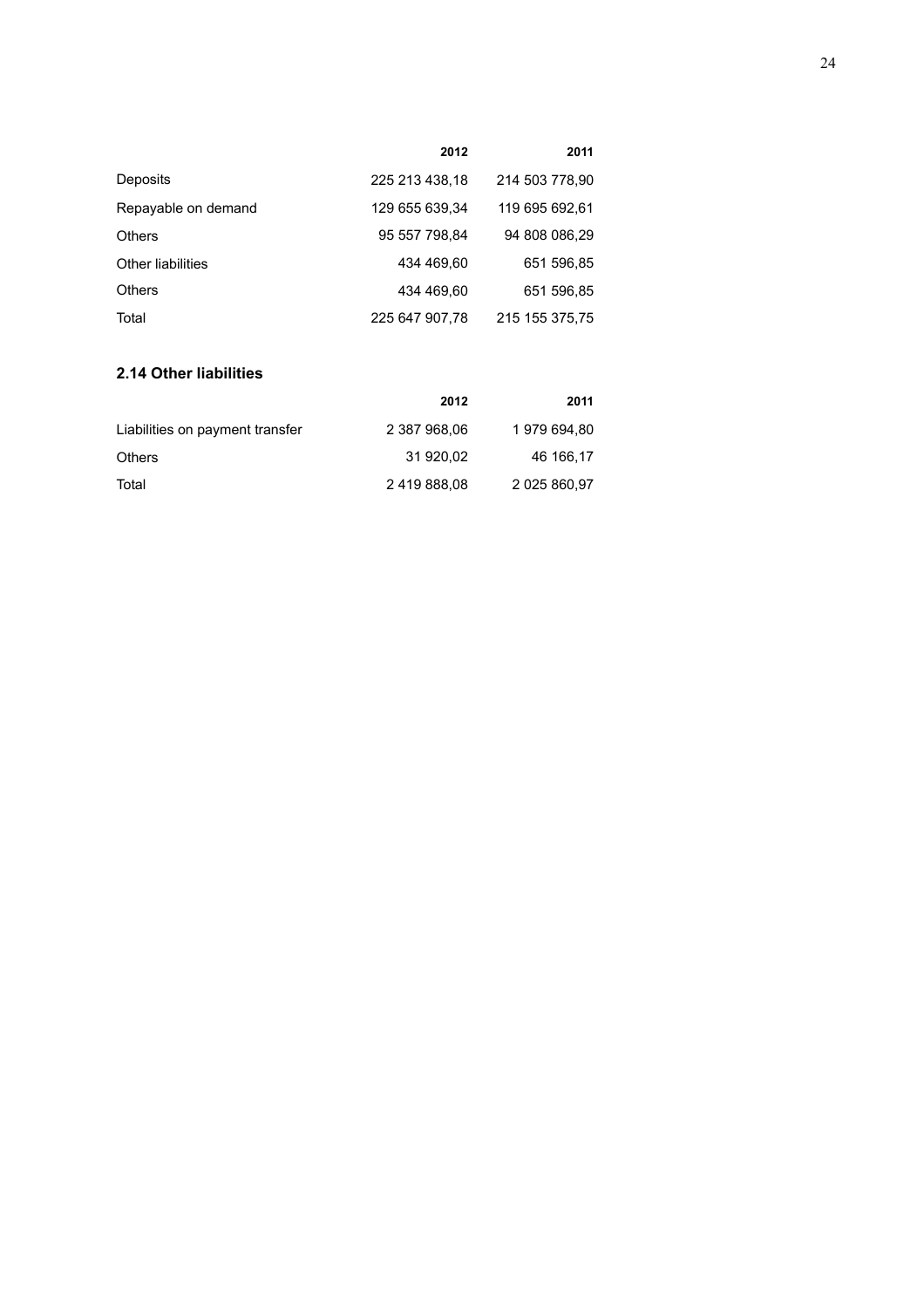| | 2012 | 2011 |
|---|---|---|
| Deposits | 225 213 438,18 | 214 503 778,90 |
| Repayable on demand | 129 655 639,34 | 119 695 692,61 |
| Others | 95 557 798,84 | 94 808 086,29 |
| Other liabilities | 434 469,60 | 651 596,85 |
| Others | 434 469,60 | 651 596,85 |
| Total | 225 647 907,78 | 215 155 375,75 |

### 2.14 Other liabilities

| | 2012 | 2011 |
|---|---|---|
| Liabilities on payment transfer | 2 387 968,06 | 1 979 694,80 |
| Others | 31 920,02 | 46 166,17 |
| Total | 2 419 888,08 | 2 025 860,97 |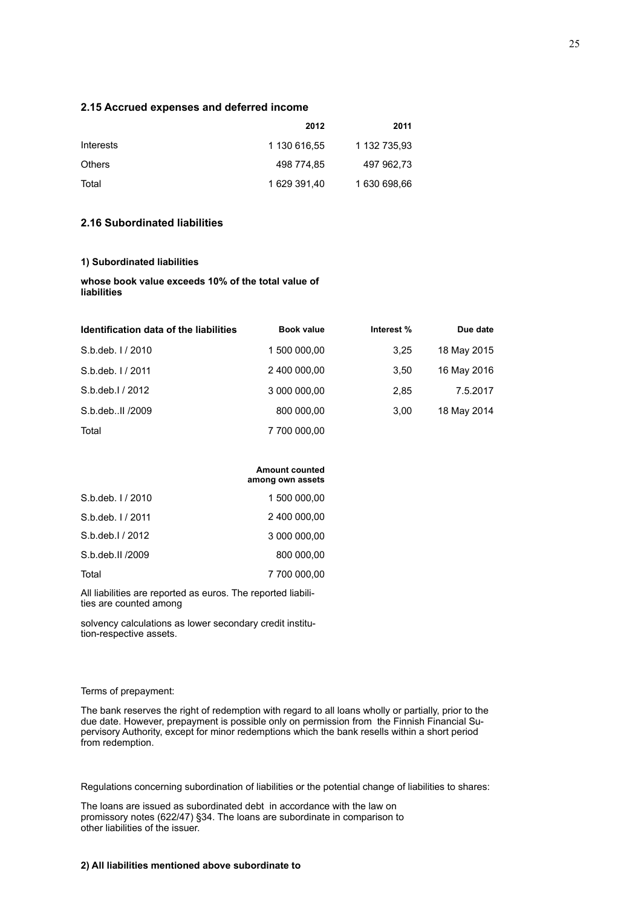## 2.15 Accrued expenses and deferred income

| | 2012 | 2011 |
|---|---|---|
| Interests | 1 130 616,55 | 1 132 735,93 |
| Others | 498 774,85 | 497 962,73 |
| Total | 1 629 391,40 | 1 630 698,66 |

## 2.16 Subordinated liabilities

**1) Subordinated liabilities**

**whose book value exceeds 10% of the total value of liabilities**

| Identification data of the liabilities | Book value | Interest % | Due date |
|---|---|---|---|
| S.b.deb. I / 2010 | 1 500 000,00 | 3,25 | 18 May 2015 |
| S.b.deb. I / 2011 | 2 400 000,00 | 3,50 | 16 May 2016 |
| S.b.deb.I / 2012 | 3 000 000,00 | 2,85 | 7.5.2017 |
| S.b.deb..II /2009 | 800 000,00 | 3,00 | 18 May 2014 |
| Total | 7 700 000,00 | | |

| | Amount counted among own assets |
|---|---|
| S.b.deb. I / 2010 | 1 500 000,00 |
| S.b.deb. I / 2011 | 2 400 000,00 |
| S.b.deb.I / 2012 | 3 000 000,00 |
| S.b.deb.II /2009 | 800 000,00 |
| Total | 7 700 000,00 |

All liabilities are reported as euros. The reported liabilities are counted among

solvency calculations as lower secondary credit institution-respective assets.

Terms of prepayment:

The bank reserves the right of redemption with regard to all loans wholly or partially, prior to the due date. However, prepayment is possible only on permission from the Finnish Financial Supervisory Authority, except for minor redemptions which the bank resells within a short period from redemption.

Regulations concerning subordination of liabilities or the potential change of liabilities to shares:

The loans are issued as subordinated debt in accordance with the law on promissory notes (622/47) §34. The loans are subordinate in comparison to other liabilities of the issuer.

**2) All liabilities mentioned above subordinate to**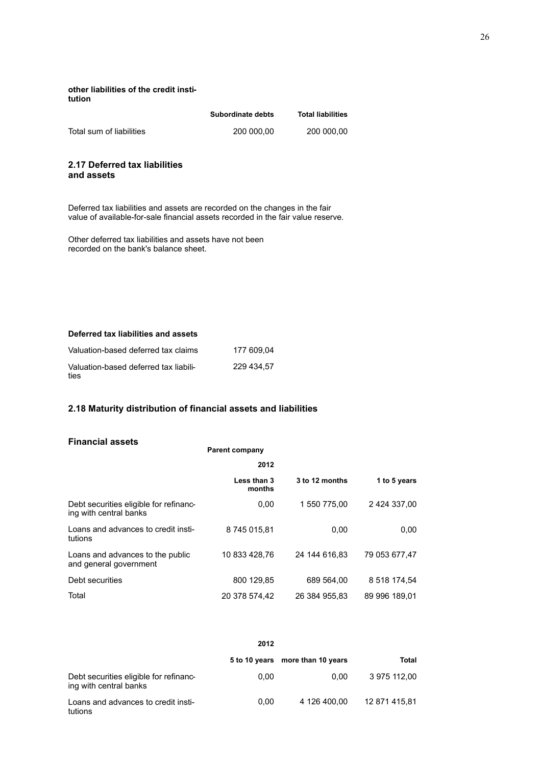**other liabilities of the credit institution**

| | Subordinate debts | Total liabilities |
|---|---|---|
| Total sum of liabilities | 200 000,00 | 200 000,00 |

## 2.17 Deferred tax liabilities and assets

Deferred tax liabilities and assets are recorded on the changes in the fair value of available-for-sale financial assets recorded in the fair value reserve.

Other deferred tax liabilities and assets have not been recorded on the bank's balance sheet.

| Deferred tax liabilities and assets | |
|---|---|
| Valuation-based deferred tax claims | 177 609,04 |
| Valuation-based deferred tax liabilities | 229 434,57 |

## 2.18 Maturity distribution of financial assets and liabilities

### Financial assets

Parent company

| | 2012 | | |
|---|---|---|---|
| | Less than 3 months | 3 to 12 months | 1 to 5 years |
| Debt securities eligible for refinancing with central banks | 0,00 | 1 550 775,00 | 2 424 337,00 |
| Loans and advances to credit institutions | 8 745 015,81 | 0,00 | 0,00 |
| Loans and advances to the public and general government | 10 833 428,76 | 24 144 616,83 | 79 053 677,47 |
| Debt securities | 800 129,85 | 689 564,00 | 8 518 174,54 |
| Total | 20 378 574,42 | 26 384 955,83 | 89 996 189,01 |

| | 2012 | | |
|---|---|---|---|
| | 5 to 10 years | more than 10 years | Total |
| Debt securities eligible for refinancing with central banks | 0,00 | 0,00 | 3 975 112,00 |
| Loans and advances to credit institutions | 0,00 | 4 126 400,00 | 12 871 415,81 |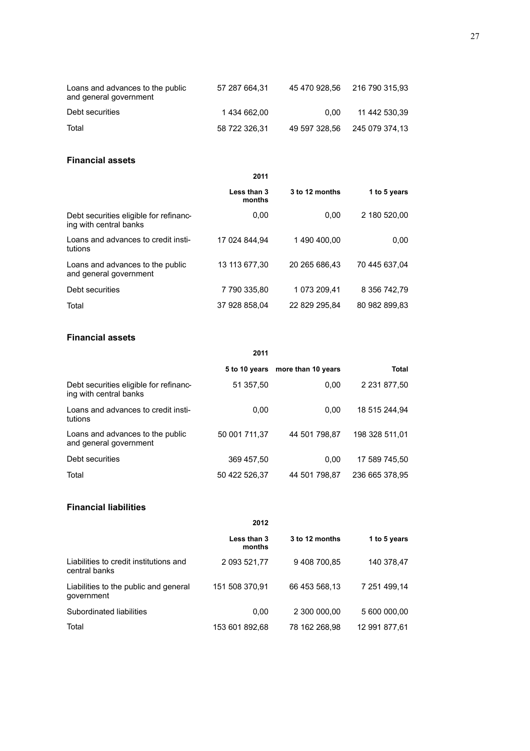| | | | |
|---|---|---|---|
| Loans and advances to the public and general government | 57 287 664,31 | 45 470 928,56 | 216 790 315,93 |
| Debt securities | 1 434 662,00 | 0,00 | 11 442 530,39 |
| Total | 58 722 326,31 | 49 597 328,56 | 245 079 374,13 |

### Financial assets

| | 2011 | | |
|---|---|---|---|
| | Less than 3 months | 3 to 12 months | 1 to 5 years |
| Debt securities eligible for refinancing with central banks | 0,00 | 0,00 | 2 180 520,00 |
| Loans and advances to credit institutions | 17 024 844,94 | 1 490 400,00 | 0,00 |
| Loans and advances to the public and general government | 13 113 677,30 | 20 265 686,43 | 70 445 637,04 |
| Debt securities | 7 790 335,80 | 1 073 209,41 | 8 356 742,79 |
| Total | 37 928 858,04 | 22 829 295,84 | 80 982 899,83 |

### Financial assets

| | 2011 | | |
|---|---|---|---|
| | 5 to 10 years | more than 10 years | Total |
| Debt securities eligible for refinancing with central banks | 51 357,50 | 0,00 | 2 231 877,50 |
| Loans and advances to credit institutions | 0,00 | 0,00 | 18 515 244,94 |
| Loans and advances to the public and general government | 50 001 711,37 | 44 501 798,87 | 198 328 511,01 |
| Debt securities | 369 457,50 | 0,00 | 17 589 745,50 |
| Total | 50 422 526,37 | 44 501 798,87 | 236 665 378,95 |

### Financial liabilities

| | 2012 | | |
|---|---|---|---|
| | Less than 3 months | 3 to 12 months | 1 to 5 years |
| Liabilities to credit institutions and central banks | 2 093 521,77 | 9 408 700,85 | 140 378,47 |
| Liabilities to the public and general government | 151 508 370,91 | 66 453 568,13 | 7 251 499,14 |
| Subordinated liabilities | 0,00 | 2 300 000,00 | 5 600 000,00 |
| Total | 153 601 892,68 | 78 162 268,98 | 12 991 877,61 |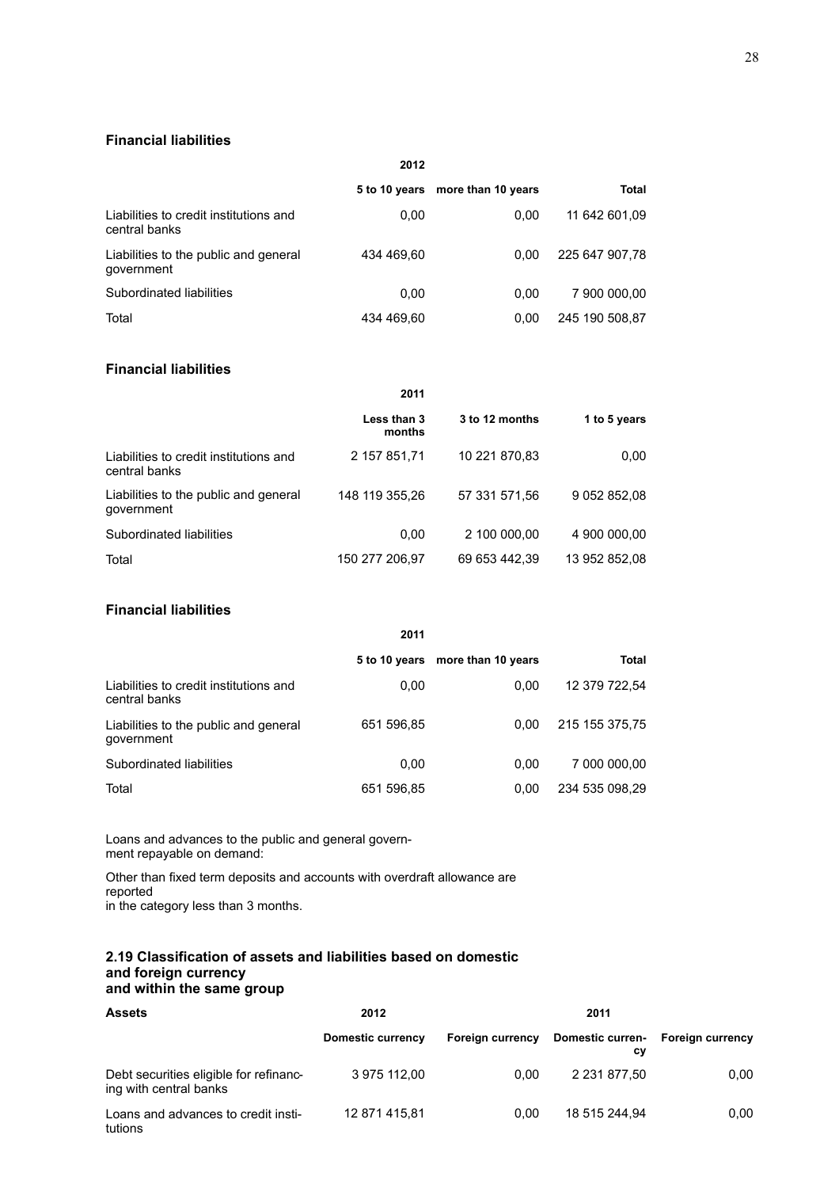### Financial liabilities

| | 2012 | | |
|---|---|---|---|
| | 5 to 10 years | more than 10 years | Total |
| Liabilities to credit institutions and central banks | 0,00 | 0,00 | 11 642 601,09 |
| Liabilities to the public and general government | 434 469,60 | 0,00 | 225 647 907,78 |
| Subordinated liabilities | 0,00 | 0,00 | 7 900 000,00 |
| Total | 434 469,60 | 0,00 | 245 190 508,87 |

### Financial liabilities

| | 2011 | | |
|---|---|---|---|
| | Less than 3 months | 3 to 12 months | 1 to 5 years |
| Liabilities to credit institutions and central banks | 2 157 851,71 | 10 221 870,83 | 0,00 |
| Liabilities to the public and general government | 148 119 355,26 | 57 331 571,56 | 9 052 852,08 |
| Subordinated liabilities | 0,00 | 2 100 000,00 | 4 900 000,00 |
| Total | 150 277 206,97 | 69 653 442,39 | 13 952 852,08 |

### Financial liabilities

| | 2011 | | |
|---|---|---|---|
| | 5 to 10 years | more than 10 years | Total |
| Liabilities to credit institutions and central banks | 0,00 | 0,00 | 12 379 722,54 |
| Liabilities to the public and general government | 651 596,85 | 0,00 | 215 155 375,75 |
| Subordinated liabilities | 0,00 | 0,00 | 7 000 000,00 |
| Total | 651 596,85 | 0,00 | 234 535 098,29 |

Loans and advances to the public and general government repayable on demand:

Other than fixed term deposits and accounts with overdraft allowance are reported in the category less than 3 months.

### 2.19 Classification of assets and liabilities based on domestic and foreign currency and within the same group

| Assets | 2012 | | 2011 | |
|---|---|---|---|---|
| | Domestic currency | Foreign currency | Domestic currency | Foreign currency |
| Debt securities eligible for refinancing with central banks | 3 975 112,00 | 0,00 | 2 231 877,50 | 0,00 |
| Loans and advances to credit institutions | 12 871 415,81 | 0,00 | 18 515 244,94 | 0,00 |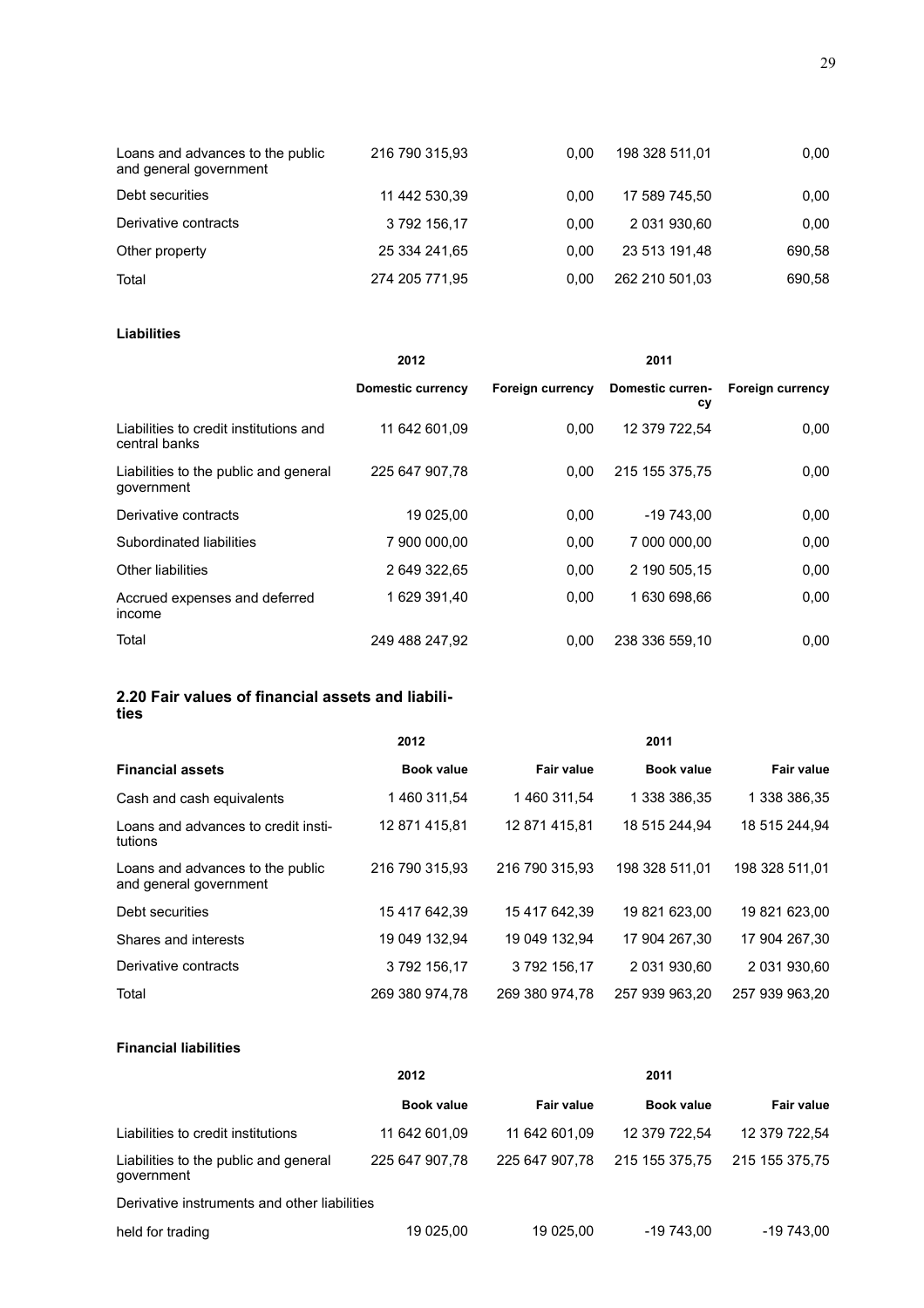| | | | | |
|---|---|---|---|---|
| Loans and advances to the public and general government | 216 790 315,93 | 0,00 | 198 328 511,01 | 0,00 |
| Debt securities | 11 442 530,39 | 0,00 | 17 589 745,50 | 0,00 |
| Derivative contracts | 3 792 156,17 | 0,00 | 2 031 930,60 | 0,00 |
| Other property | 25 334 241,65 | 0,00 | 23 513 191,48 | 690,58 |
| Total | 274 205 771,95 | 0,00 | 262 210 501,03 | 690,58 |

**Liabilities**

| | 2012 | | 2011 | |
|---|---|---|---|---|
| | **Domestic currency** | **Foreign currency** | **Domestic currency** | **Foreign currency** |
| Liabilities to credit institutions and central banks | 11 642 601,09 | 0,00 | 12 379 722,54 | 0,00 |
| Liabilities to the public and general government | 225 647 907,78 | 0,00 | 215 155 375,75 | 0,00 |
| Derivative contracts | 19 025,00 | 0,00 | -19 743,00 | 0,00 |
| Subordinated liabilities | 7 900 000,00 | 0,00 | 7 000 000,00 | 0,00 |
| Other liabilities | 2 649 322,65 | 0,00 | 2 190 505,15 | 0,00 |
| Accrued expenses and deferred income | 1 629 391,40 | 0,00 | 1 630 698,66 | 0,00 |
| Total | 249 488 247,92 | 0,00 | 238 336 559,10 | 0,00 |

### 2.20 Fair values of financial assets and liabilities

| | 2012 | | 2011 | |
|---|---|---|---|---|
| **Financial assets** | **Book value** | **Fair value** | **Book value** | **Fair value** |
| Cash and cash equivalents | 1 460 311,54 | 1 460 311,54 | 1 338 386,35 | 1 338 386,35 |
| Loans and advances to credit institutions | 12 871 415,81 | 12 871 415,81 | 18 515 244,94 | 18 515 244,94 |
| Loans and advances to the public and general government | 216 790 315,93 | 216 790 315,93 | 198 328 511,01 | 198 328 511,01 |
| Debt securities | 15 417 642,39 | 15 417 642,39 | 19 821 623,00 | 19 821 623,00 |
| Shares and interests | 19 049 132,94 | 19 049 132,94 | 17 904 267,30 | 17 904 267,30 |
| Derivative contracts | 3 792 156,17 | 3 792 156,17 | 2 031 930,60 | 2 031 930,60 |
| Total | 269 380 974,78 | 269 380 974,78 | 257 939 963,20 | 257 939 963,20 |

**Financial liabilities**

| | 2012 | | 2011 | |
|---|---|---|---|---|
| | **Book value** | **Fair value** | **Book value** | **Fair value** |
| Liabilities to credit institutions | 11 642 601,09 | 11 642 601,09 | 12 379 722,54 | 12 379 722,54 |
| Liabilities to the public and general government | 225 647 907,78 | 225 647 907,78 | 215 155 375,75 | 215 155 375,75 |
| Derivative instruments and other liabilities | | | | |
| held for trading | 19 025,00 | 19 025,00 | -19 743,00 | -19 743,00 |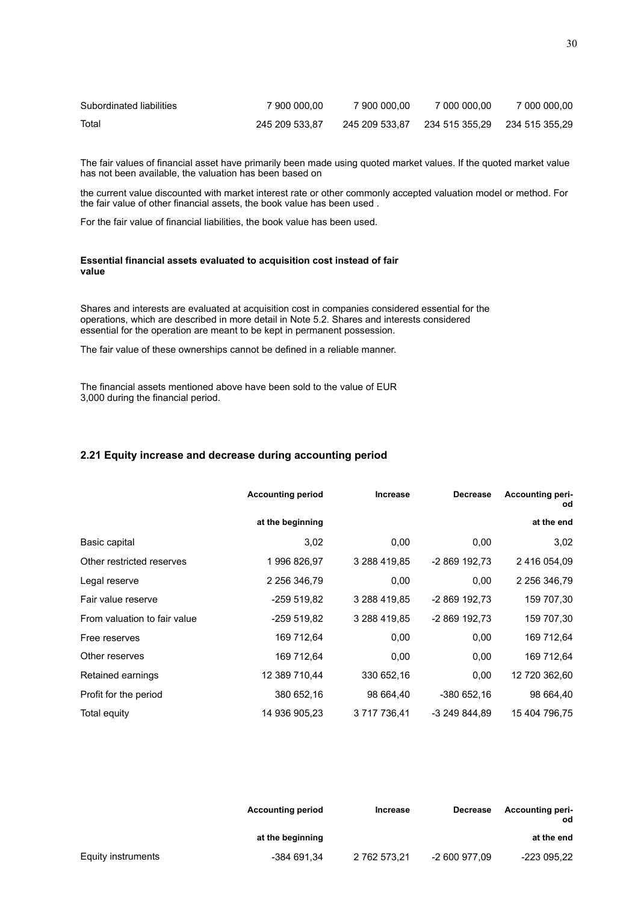| | | | | |
|---|---|---|---|---|
| Subordinated liabilities | 7 900 000,00 | 7 900 000,00 | 7 000 000,00 | 7 000 000,00 |
| Total | 245 209 533,87 | 245 209 533,87 | 234 515 355,29 | 234 515 355,29 |

The fair values of financial asset have primarily been made using quoted market values. If the quoted market value has not been available, the valuation has been based on

the current value discounted with market interest rate or other commonly accepted valuation model or method. For the fair value of other financial assets, the book value has been used .

For the fair value of financial liabilities, the book value has been used.

**Essential financial assets evaluated to acquisition cost instead of fair value**

Shares and interests are evaluated at acquisition cost in companies considered essential for the operations, which are described in more detail in Note 5.2. Shares and interests considered essential for the operation are meant to be kept in permanent possession.

The fair value of these ownerships cannot be defined in a reliable manner.

The financial assets mentioned above have been sold to the value of EUR 3,000 during the financial period.

## 2.21 Equity increase and decrease during accounting period

| | Accounting period at the beginning | Increase | Decrease | Accounting period at the end |
|---|---|---|---|---|
| Basic capital | 3,02 | 0,00 | 0,00 | 3,02 |
| Other restricted reserves | 1 996 826,97 | 3 288 419,85 | -2 869 192,73 | 2 416 054,09 |
| Legal reserve | 2 256 346,79 | 0,00 | 0,00 | 2 256 346,79 |
| Fair value reserve | -259 519,82 | 3 288 419,85 | -2 869 192,73 | 159 707,30 |
| From valuation to fair value | -259 519,82 | 3 288 419,85 | -2 869 192,73 | 159 707,30 |
| Free reserves | 169 712,64 | 0,00 | 0,00 | 169 712,64 |
| Other reserves | 169 712,64 | 0,00 | 0,00 | 169 712,64 |
| Retained earnings | 12 389 710,44 | 330 652,16 | 0,00 | 12 720 362,60 |
| Profit for the period | 380 652,16 | 98 664,40 | -380 652,16 | 98 664,40 |
| Total equity | 14 936 905,23 | 3 717 736,41 | -3 249 844,89 | 15 404 796,75 |

| | Accounting period at the beginning | Increase | Decrease | Accounting period at the end |
|---|---|---|---|---|
| Equity instruments | -384 691,34 | 2 762 573,21 | -2 600 977,09 | -223 095,22 |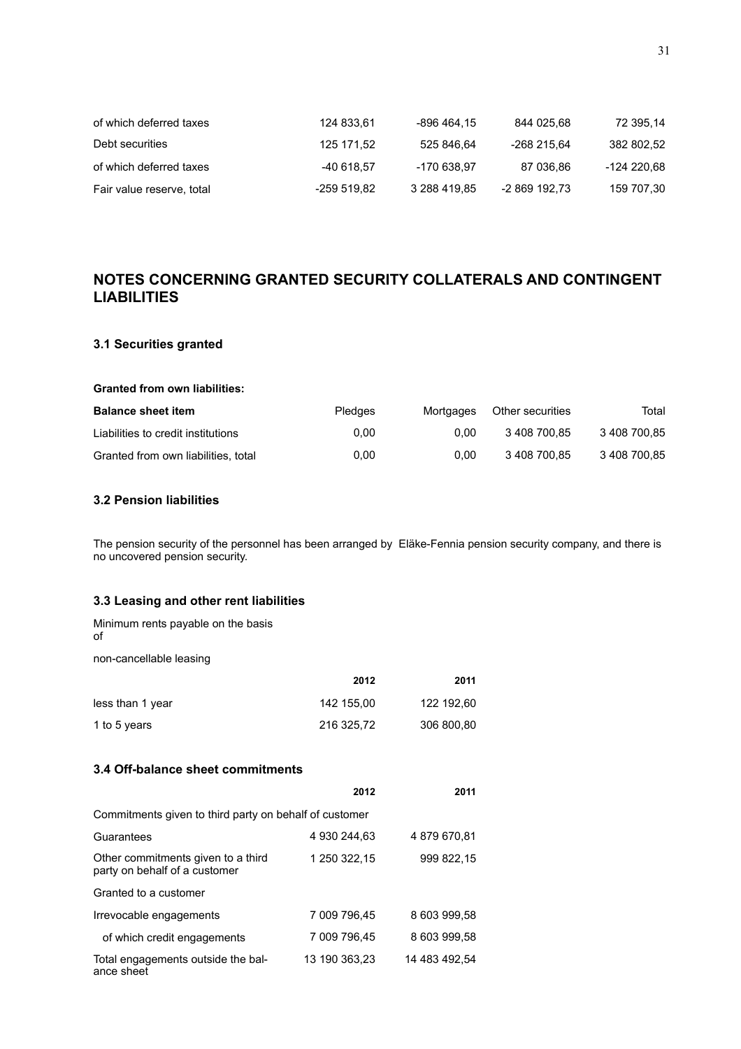| | | | | |
|---|---|---|---|---|
| of which deferred taxes | 124 833,61 | -896 464,15 | 844 025,68 | 72 395,14 |
| Debt securities | 125 171,52 | 525 846,64 | -268 215,64 | 382 802,52 |
| of which deferred taxes | -40 618,57 | -170 638,97 | 87 036,86 | -124 220,68 |
| Fair value reserve, total | -259 519,82 | 3 288 419,85 | -2 869 192,73 | 159 707,30 |

## NOTES CONCERNING GRANTED SECURITY COLLATERALS AND CONTINGENT LIABILITIES

### 3.1 Securities granted

**Granted from own liabilities:**

| **Balance sheet item** | Pledges | Mortgages | Other securities | Total |
|---|---|---|---|---|
| Liabilities to credit institutions | 0,00 | 0,00 | 3 408 700,85 | 3 408 700,85 |
| Granted from own liabilities, total | 0,00 | 0,00 | 3 408 700,85 | 3 408 700,85 |

### 3.2 Pension liabilities

The pension security of the personnel has been arranged by Eläke-Fennia pension security company, and there is no uncovered pension security.

### 3.3 Leasing and other rent liabilities

Minimum rents payable on the basis of

non-cancellable leasing

| | **2012** | **2011** |
|---|---|---|
| less than 1 year | 142 155,00 | 122 192,60 |
| 1 to 5 years | 216 325,72 | 306 800,80 |

### 3.4 Off-balance sheet commitments

| | **2012** | **2011** |
|---|---|---|
| Commitments given to third party on behalf of customer | | |
| Guarantees | 4 930 244,63 | 4 879 670,81 |
| Other commitments given to a third party on behalf of a customer | 1 250 322,15 | 999 822,15 |
| Granted to a customer | | |
| Irrevocable engagements | 7 009 796,45 | 8 603 999,58 |
| of which credit engagements | 7 009 796,45 | 8 603 999,58 |
| Total engagements outside the balance sheet | 13 190 363,23 | 14 483 492,54 |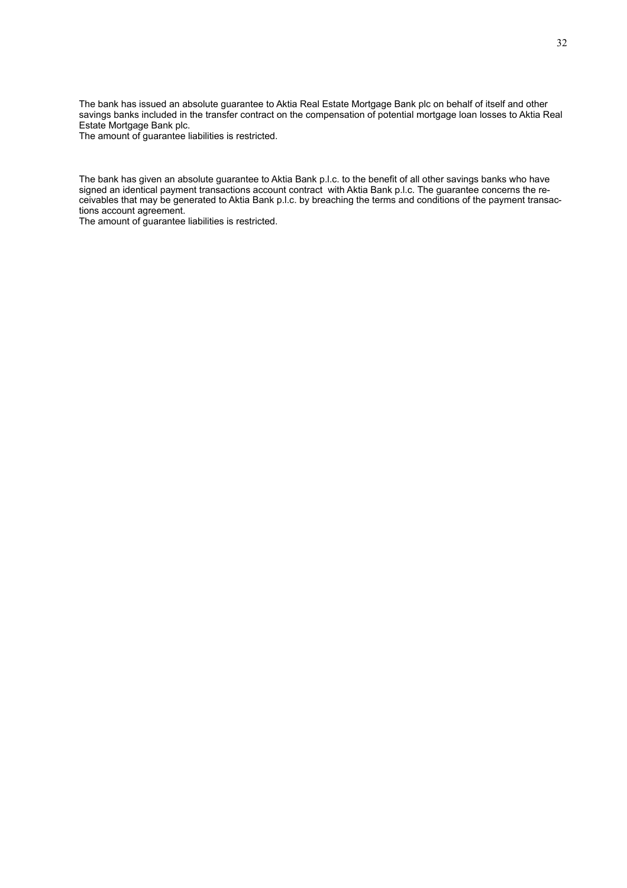The bank has issued an absolute guarantee to Aktia Real Estate Mortgage Bank plc on behalf of itself and other savings banks included in the transfer contract on the compensation of potential mortgage loan losses to Aktia Real Estate Mortgage Bank plc.
The amount of guarantee liabilities is restricted.

The bank has given an absolute guarantee to Aktia Bank p.l.c. to the benefit of all other savings banks who have signed an identical payment transactions account contract with Aktia Bank p.l.c. The guarantee concerns the receivables that may be generated to Aktia Bank p.l.c. by breaching the terms and conditions of the payment transactions account agreement.
The amount of guarantee liabilities is restricted.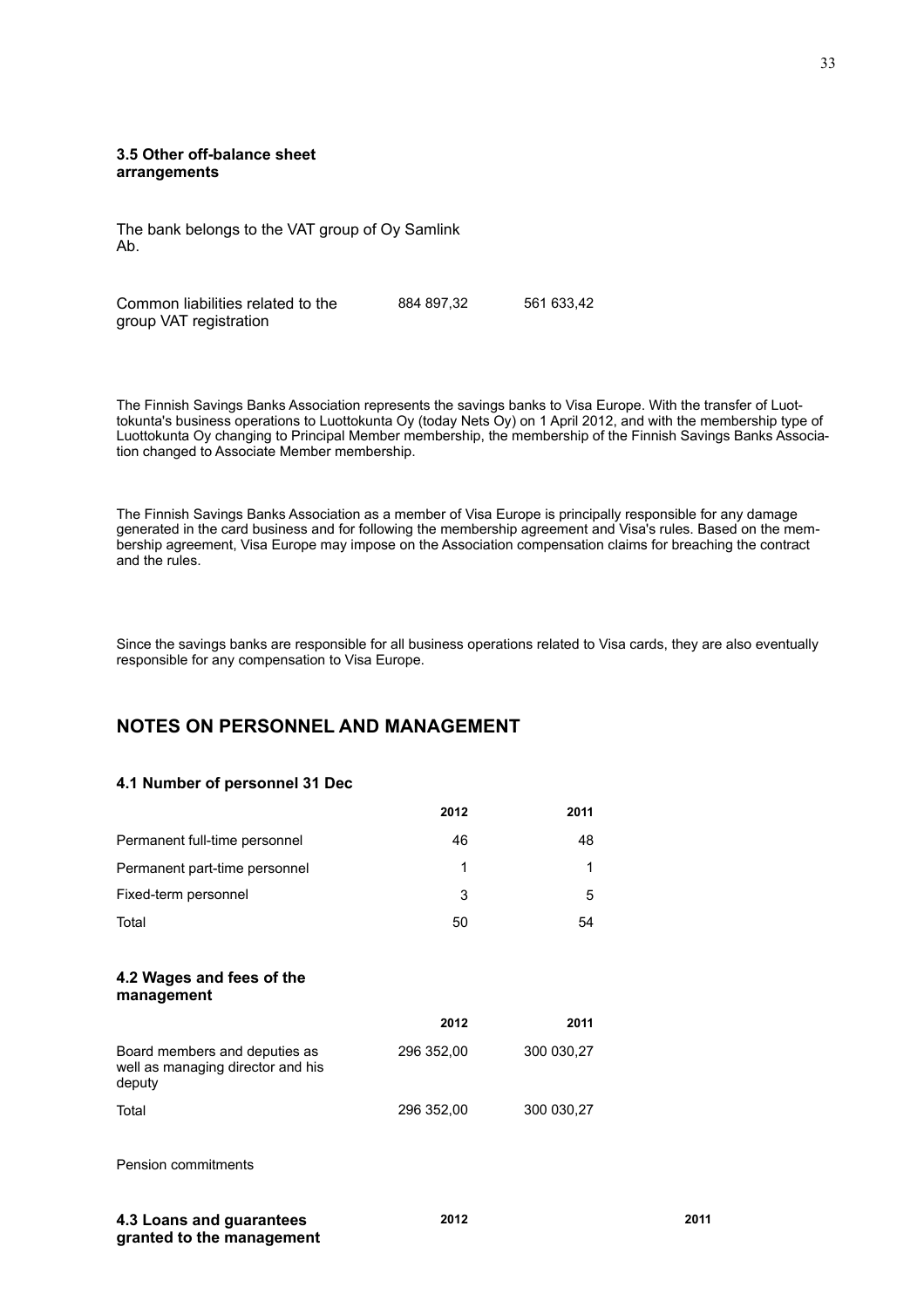### 3.5 Other off-balance sheet arrangements

The bank belongs to the VAT group of Oy Samlink Ab.

| | | |
|---|---|---|
| Common liabilities related to the group VAT registration | 884 897,32 | 561 633,42 |

The Finnish Savings Banks Association represents the savings banks to Visa Europe. With the transfer of Luottokunta's business operations to Luottokunta Oy (today Nets Oy) on 1 April 2012, and with the membership type of Luottokunta Oy changing to Principal Member membership, the membership of the Finnish Savings Banks Association changed to Associate Member membership.

The Finnish Savings Banks Association as a member of Visa Europe is principally responsible for any damage generated in the card business and for following the membership agreement and Visa's rules. Based on the membership agreement, Visa Europe may impose on the Association compensation claims for breaching the contract and the rules.

Since the savings banks are responsible for all business operations related to Visa cards, they are also eventually responsible for any compensation to Visa Europe.

## NOTES ON PERSONNEL AND MANAGEMENT

### 4.1 Number of personnel 31 Dec

| | 2012 | 2011 |
|---|---|---|
| Permanent full-time personnel | 46 | 48 |
| Permanent part-time personnel | 1 | 1 |
| Fixed-term personnel | 3 | 5 |
| Total | 50 | 54 |

### 4.2 Wages and fees of the management

| | 2012 | 2011 |
|---|---|---|
| Board members and deputies as well as managing director and his deputy | 296 352,00 | 300 030,27 |
| Total | 296 352,00 | 300 030,27 |

Pension commitments

| 4.3 Loans and guarantees granted to the management | 2012 | 2011 |
|---|---|---|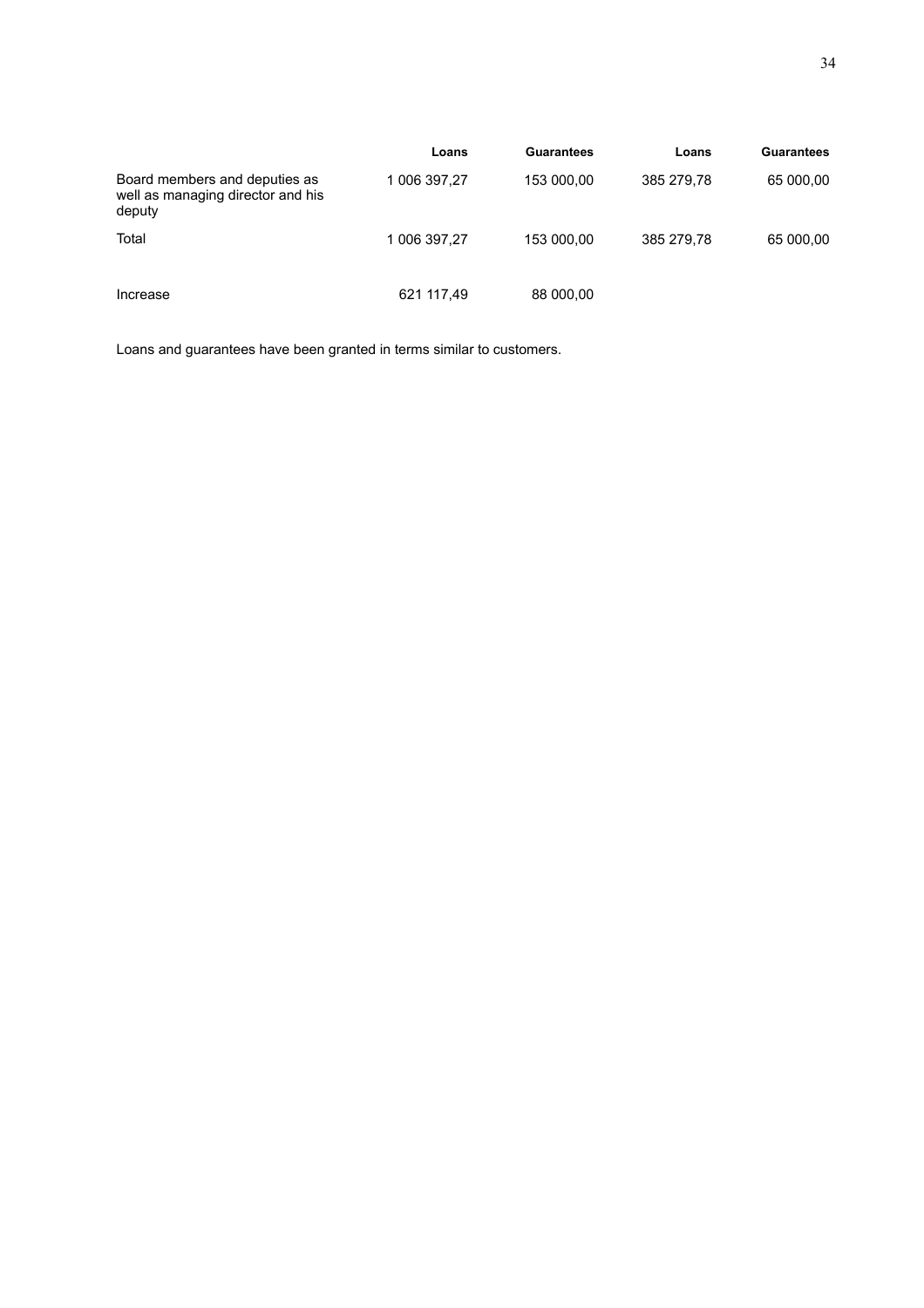| | Loans | Guarantees | Loans | Guarantees |
|---|---|---|---|---|
| Board members and deputies as well as managing director and his deputy | 1 006 397,27 | 153 000,00 | 385 279,78 | 65 000,00 |
| Total | 1 006 397,27 | 153 000,00 | 385 279,78 | 65 000,00 |
| Increase | 621 117,49 | 88 000,00 | | |

Loans and guarantees have been granted in terms similar to customers.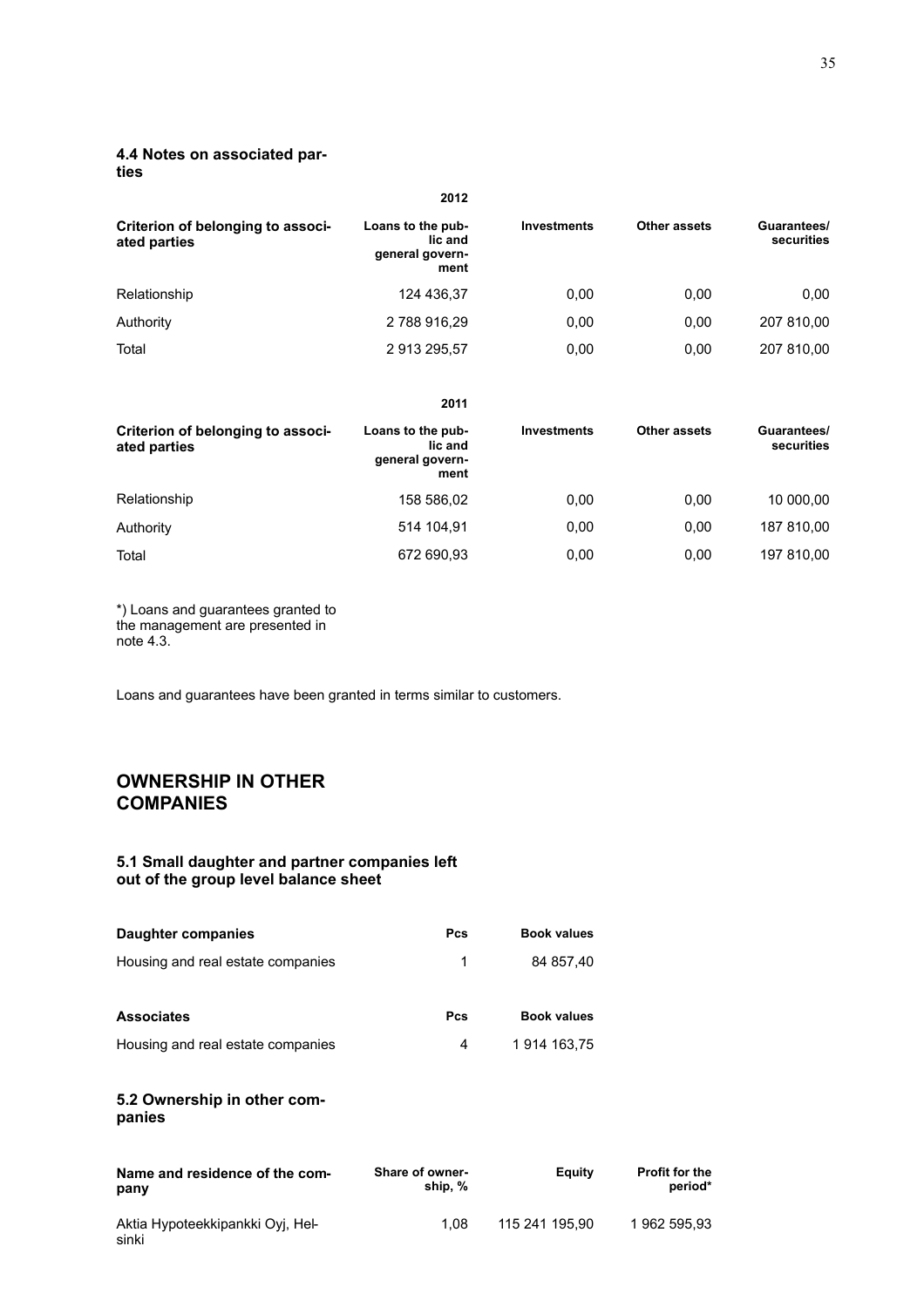### 4.4 Notes on associated parties

**2012**

| Criterion of belonging to associated parties | Loans to the public and general government | Investments | Other assets | Guarantees/ securities |
|---|---|---|---|---|
| Relationship | 124 436,37 | 0,00 | 0,00 | 0,00 |
| Authority | 2 788 916,29 | 0,00 | 0,00 | 207 810,00 |
| Total | 2 913 295,57 | 0,00 | 0,00 | 207 810,00 |

**2011**

| Criterion of belonging to associated parties | Loans to the public and general government | Investments | Other assets | Guarantees/ securities |
|---|---|---|---|---|
| Relationship | 158 586,02 | 0,00 | 0,00 | 10 000,00 |
| Authority | 514 104,91 | 0,00 | 0,00 | 187 810,00 |
| Total | 672 690,93 | 0,00 | 0,00 | 197 810,00 |

*) Loans and guarantees granted to the management are presented in note 4.3.

Loans and guarantees have been granted in terms similar to customers.

## OWNERSHIP IN OTHER COMPANIES

### 5.1 Small daughter and partner companies left out of the group level balance sheet

| Daughter companies | Pcs | Book values |
|---|---|---|
| Housing and real estate companies | 1 | 84 857,40 |

| Associates | Pcs | Book values |
|---|---|---|
| Housing and real estate companies | 4 | 1 914 163,75 |

### 5.2 Ownership in other companies

| Name and residence of the company | Share of ownership, % | Equity | Profit for the period* |
|---|---|---|---|
| Aktia Hypoteekkipankki Oyj, Helsinki | 1,08 | 115 241 195,90 | 1 962 595,93 |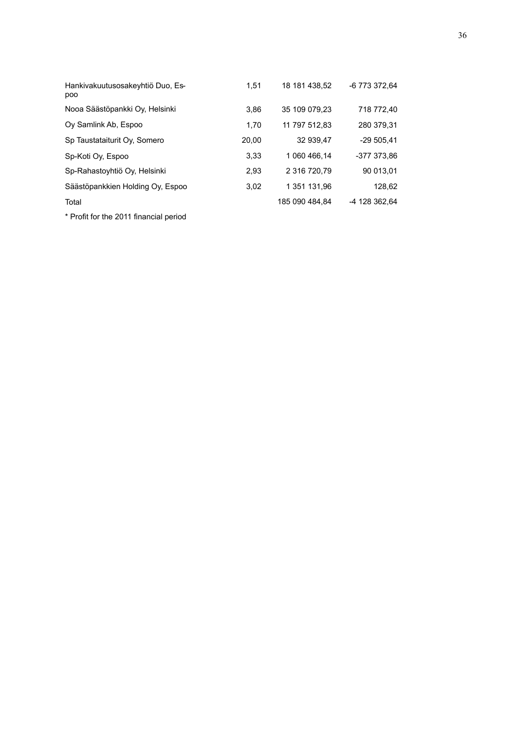| | | | |
|---|---|---|---|
| Hankivakuutusosakeyhtiö Duo, Espoo | 1,51 | 18 181 438,52 | -6 773 372,64 |
| Nooa Säästöpankki Oy, Helsinki | 3,86 | 35 109 079,23 | 718 772,40 |
| Oy Samlink Ab, Espoo | 1,70 | 11 797 512,83 | 280 379,31 |
| Sp Taustataiturit Oy, Somero | 20,00 | 32 939,47 | -29 505,41 |
| Sp-Koti Oy, Espoo | 3,33 | 1 060 466,14 | -377 373,86 |
| Sp-Rahastoyhtiö Oy, Helsinki | 2,93 | 2 316 720,79 | 90 013,01 |
| Säästöpankkien Holding Oy, Espoo | 3,02 | 1 351 131,96 | 128,62 |
| Total | | 185 090 484,84 | -4 128 362,64 |

* Profit for the 2011 financial period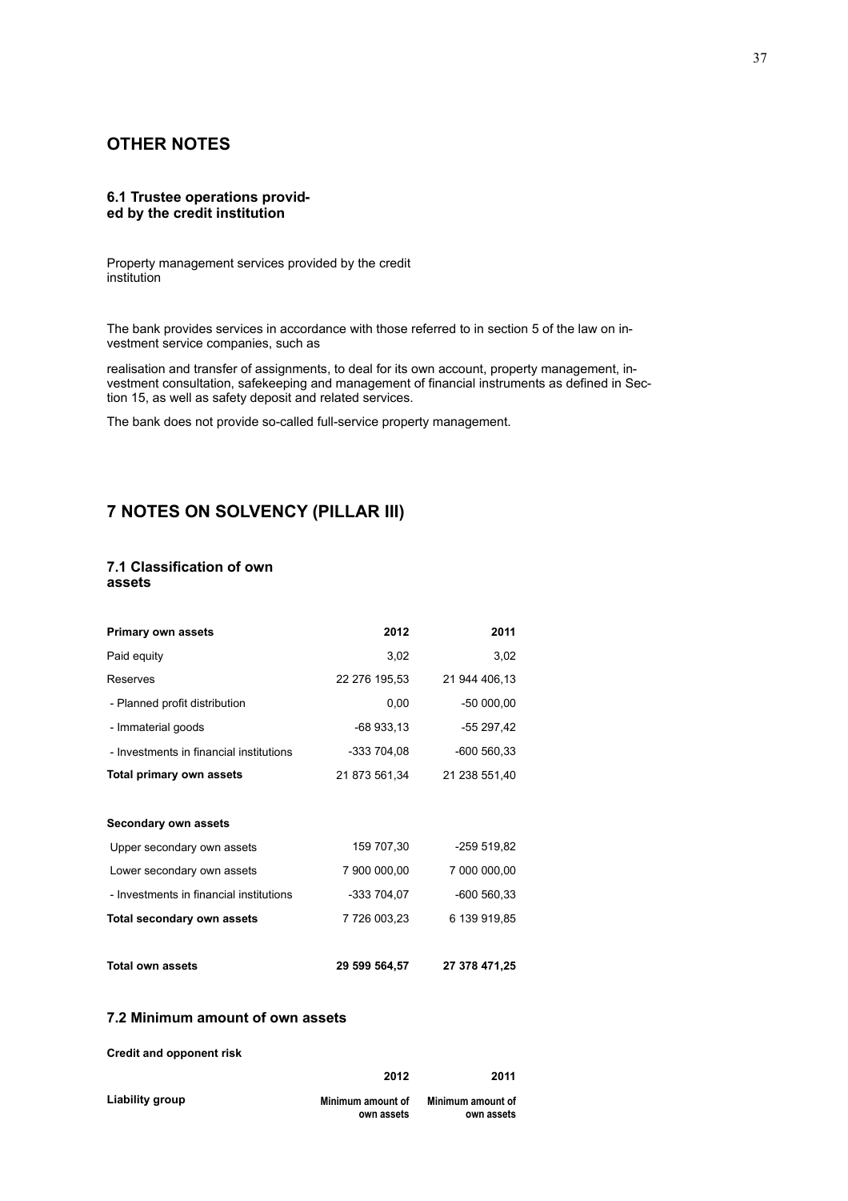# OTHER NOTES

### 6.1 Trustee operations provided by the credit institution

Property management services provided by the credit institution

The bank provides services in accordance with those referred to in section 5 of the law on investment service companies, such as

realisation and transfer of assignments, to deal for its own account, property management, investment consultation, safekeeping and management of financial instruments as defined in Section 15, as well as safety deposit and related services.

The bank does not provide so-called full-service property management.

# 7 NOTES ON SOLVENCY (PILLAR III)

### 7.1 Classification of own assets

| **Primary own assets** | **2012** | **2011** |
|---|---|---|
| Paid equity | 3,02 | 3,02 |
| Reserves | 22 276 195,53 | 21 944 406,13 |
| - Planned profit distribution | 0,00 | -50 000,00 |
| - Immaterial goods | -68 933,13 | -55 297,42 |
| - Investments in financial institutions | -333 704,08 | -600 560,33 |
| **Total primary own assets** | 21 873 561,34 | 21 238 551,40 |
| | | |
| **Secondary own assets** | | |
| Upper secondary own assets | 159 707,30 | -259 519,82 |
| Lower secondary own assets | 7 900 000,00 | 7 000 000,00 |
| - Investments in financial institutions | -333 704,07 | -600 560,33 |
| **Total secondary own assets** | 7 726 003,23 | 6 139 919,85 |
| | | |
| **Total own assets** | **29 599 564,57** | **27 378 471,25** |

### 7.2 Minimum amount of own assets

**Credit and opponent risk**

| | **2012** | **2011** |
|---|---|---|
| **Liability group** | **Minimum amount of own assets** | **Minimum amount of own assets** |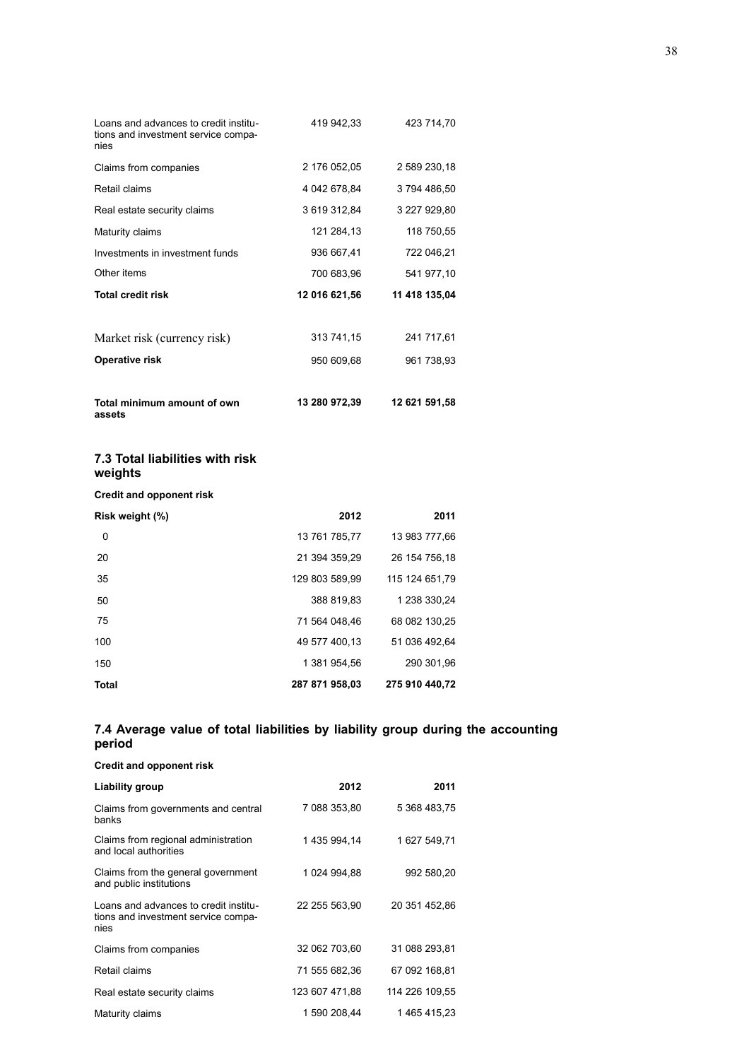| | | |
|---|---|---|
| Loans and advances to credit institutions and investment service companies | 419 942,33 | 423 714,70 |
| Claims from companies | 2 176 052,05 | 2 589 230,18 |
| Retail claims | 4 042 678,84 | 3 794 486,50 |
| Real estate security claims | 3 619 312,84 | 3 227 929,80 |
| Maturity claims | 121 284,13 | 118 750,55 |
| Investments in investment funds | 936 667,41 | 722 046,21 |
| Other items | 700 683,96 | 541 977,10 |
| **Total credit risk** | **12 016 621,56** | **11 418 135,04** |
| Market risk (currency risk) | 313 741,15 | 241 717,61 |
| **Operative risk** | 950 609,68 | 961 738,93 |
| **Total minimum amount of own assets** | **13 280 972,39** | **12 621 591,58** |

### 7.3 Total liabilities with risk weights

**Credit and opponent risk**

| Risk weight (%) | 2012 | 2011 |
|---|---|---|
| 0 | 13 761 785,77 | 13 983 777,66 |
| 20 | 21 394 359,29 | 26 154 756,18 |
| 35 | 129 803 589,99 | 115 124 651,79 |
| 50 | 388 819,83 | 1 238 330,24 |
| 75 | 71 564 048,46 | 68 082 130,25 |
| 100 | 49 577 400,13 | 51 036 492,64 |
| 150 | 1 381 954,56 | 290 301,96 |
| **Total** | **287 871 958,03** | **275 910 440,72** |

### 7.4 Average value of total liabilities by liability group during the accounting period

**Credit and opponent risk**

| Liability group | 2012 | 2011 |
|---|---|---|
| Claims from governments and central banks | 7 088 353,80 | 5 368 483,75 |
| Claims from regional administration and local authorities | 1 435 994,14 | 1 627 549,71 |
| Claims from the general government and public institutions | 1 024 994,88 | 992 580,20 |
| Loans and advances to credit institutions and investment service companies | 22 255 563,90 | 20 351 452,86 |
| Claims from companies | 32 062 703,60 | 31 088 293,81 |
| Retail claims | 71 555 682,36 | 67 092 168,81 |
| Real estate security claims | 123 607 471,88 | 114 226 109,55 |
| Maturity claims | 1 590 208,44 | 1 465 415,23 |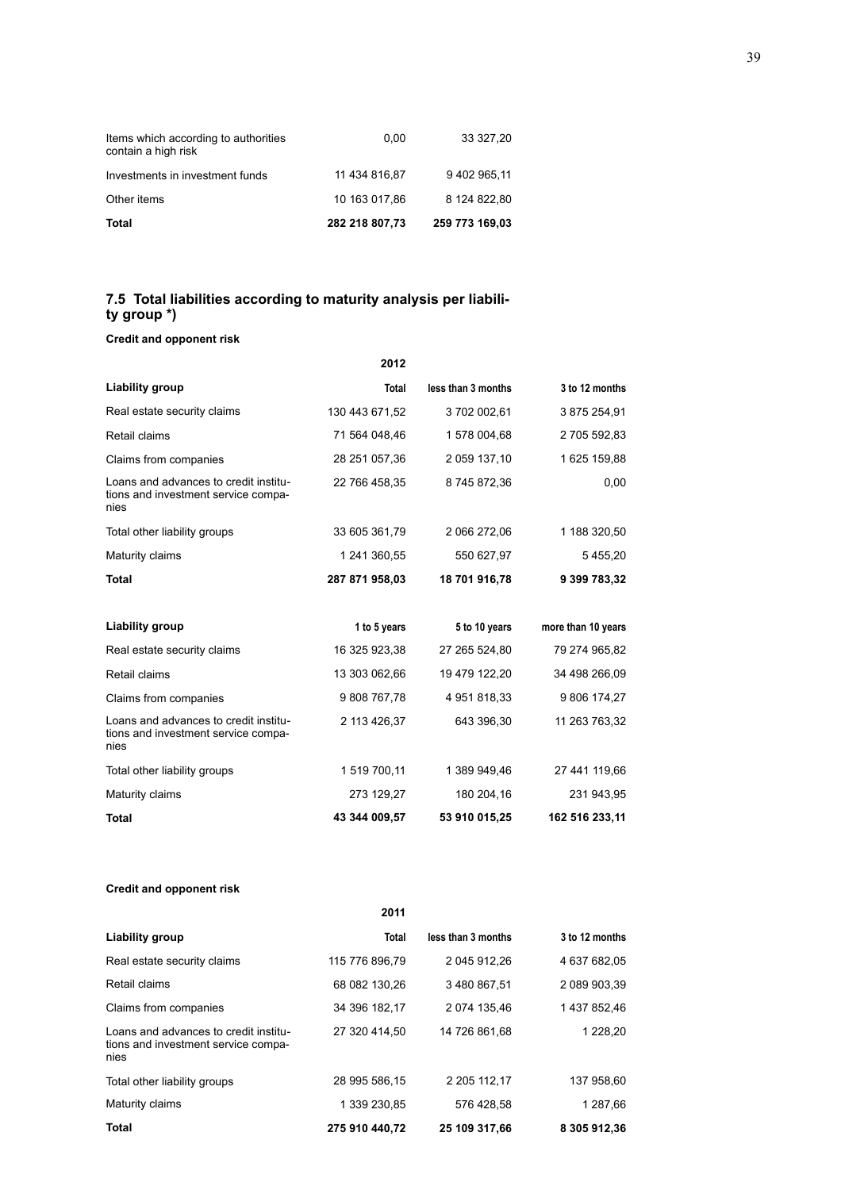| | | |
|---|---|---|
| Items which according to authorities contain a high risk | 0,00 | 33 327,20 |
| Investments in investment funds | 11 434 816,87 | 9 402 965,11 |
| Other items | 10 163 017,86 | 8 124 822,80 |
| **Total** | **282 218 807,73** | **259 773 169,03** |

### 7.5 Total liabilities according to maturity analysis per liability group *)

**Credit and opponent risk**

| | 2012 | | |
|---|---|---|---|
| **Liability group** | **Total** | **less than 3 months** | **3 to 12 months** |
| Real estate security claims | 130 443 671,52 | 3 702 002,61 | 3 875 254,91 |
| Retail claims | 71 564 048,46 | 1 578 004,68 | 2 705 592,83 |
| Claims from companies | 28 251 057,36 | 2 059 137,10 | 1 625 159,88 |
| Loans and advances to credit institutions and investment service companies | 22 766 458,35 | 8 745 872,36 | 0,00 |
| Total other liability groups | 33 605 361,79 | 2 066 272,06 | 1 188 320,50 |
| Maturity claims | 1 241 360,55 | 550 627,97 | 5 455,20 |
| **Total** | **287 871 958,03** | **18 701 916,78** | **9 399 783,32** |

| **Liability group** | **1 to 5 years** | **5 to 10 years** | **more than 10 years** |
|---|---|---|---|
| Real estate security claims | 16 325 923,38 | 27 265 524,80 | 79 274 965,82 |
| Retail claims | 13 303 062,66 | 19 479 122,20 | 34 498 266,09 |
| Claims from companies | 9 808 767,78 | 4 951 818,33 | 9 806 174,27 |
| Loans and advances to credit institutions and investment service companies | 2 113 426,37 | 643 396,30 | 11 263 763,32 |
| Total other liability groups | 1 519 700,11 | 1 389 949,46 | 27 441 119,66 |
| Maturity claims | 273 129,27 | 180 204,16 | 231 943,95 |
| **Total** | **43 344 009,57** | **53 910 015,25** | **162 516 233,11** |

**Credit and opponent risk**

| | 2011 | | |
|---|---|---|---|
| **Liability group** | **Total** | **less than 3 months** | **3 to 12 months** |
| Real estate security claims | 115 776 896,79 | 2 045 912,26 | 4 637 682,05 |
| Retail claims | 68 082 130,26 | 3 480 867,51 | 2 089 903,39 |
| Claims from companies | 34 396 182,17 | 2 074 135,46 | 1 437 852,46 |
| Loans and advances to credit institutions and investment service companies | 27 320 414,50 | 14 726 861,68 | 1 228,20 |
| Total other liability groups | 28 995 586,15 | 2 205 112,17 | 137 958,60 |
| Maturity claims | 1 339 230,85 | 576 428,58 | 1 287,66 |
| **Total** | **275 910 440,72** | **25 109 317,66** | **8 305 912,36** |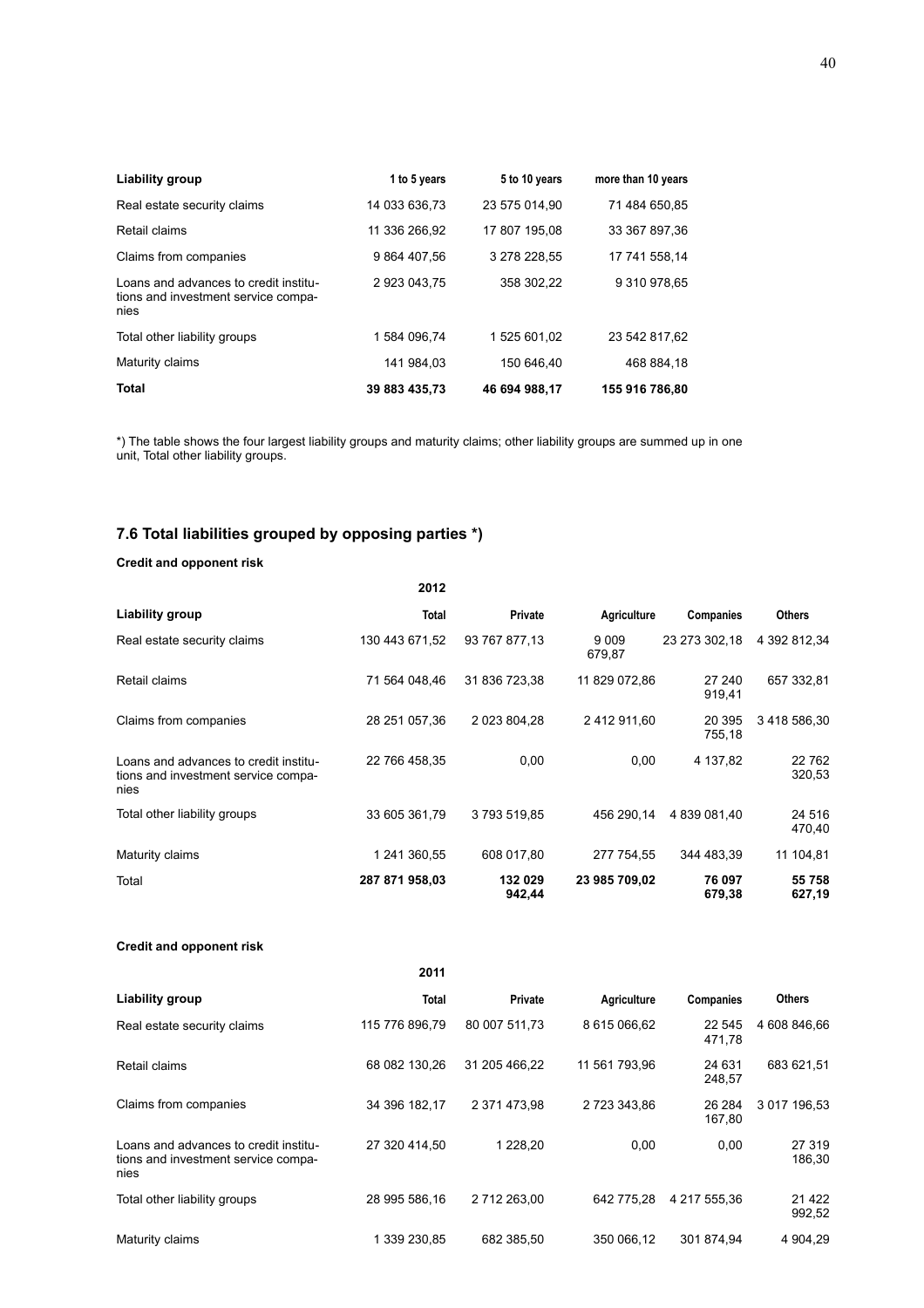| Liability group | 1 to 5 years | 5 to 10 years | more than 10 years |
|---|---|---|---|
| Real estate security claims | 14 033 636,73 | 23 575 014,90 | 71 484 650,85 |
| Retail claims | 11 336 266,92 | 17 807 195,08 | 33 367 897,36 |
| Claims from companies | 9 864 407,56 | 3 278 228,55 | 17 741 558,14 |
| Loans and advances to credit institutions and investment service companies | 2 923 043,75 | 358 302,22 | 9 310 978,65 |
| Total other liability groups | 1 584 096,74 | 1 525 601,02 | 23 542 817,62 |
| Maturity claims | 141 984,03 | 150 646,40 | 468 884,18 |
| **Total** | **39 883 435,73** | **46 694 988,17** | **155 916 786,80** |

*) The table shows the four largest liability groups and maturity claims; other liability groups are summed up in one unit, Total other liability groups.

## 7.6 Total liabilities grouped by opposing parties *)

**Credit and opponent risk**

| | 2012 | | | | |
|---|---|---|---|---|---|
| **Liability group** | **Total** | **Private** | **Agriculture** | **Companies** | **Others** |
| Real estate security claims | 130 443 671,52 | 93 767 877,13 | 9 009 679,87 | 23 273 302,18 | 4 392 812,34 |
| Retail claims | 71 564 048,46 | 31 836 723,38 | 11 829 072,86 | 27 240 919,41 | 657 332,81 |
| Claims from companies | 28 251 057,36 | 2 023 804,28 | 2 412 911,60 | 20 395 755,18 | 3 418 586,30 |
| Loans and advances to credit institutions and investment service companies | 22 766 458,35 | 0,00 | 0,00 | 4 137,82 | 22 762 320,53 |
| Total other liability groups | 33 605 361,79 | 3 793 519,85 | 456 290,14 | 4 839 081,40 | 24 516 470,40 |
| Maturity claims | 1 241 360,55 | 608 017,80 | 277 754,55 | 344 483,39 | 11 104,81 |
| Total | **287 871 958,03** | **132 029 942,44** | **23 985 709,02** | **76 097 679,38** | **55 758 627,19** |

**Credit and opponent risk**

| | 2011 | | | | |
|---|---|---|---|---|---|
| **Liability group** | **Total** | **Private** | **Agriculture** | **Companies** | **Others** |
| Real estate security claims | 115 776 896,79 | 80 007 511,73 | 8 615 066,62 | 22 545 471,78 | 4 608 846,66 |
| Retail claims | 68 082 130,26 | 31 205 466,22 | 11 561 793,96 | 24 631 248,57 | 683 621,51 |
| Claims from companies | 34 396 182,17 | 2 371 473,98 | 2 723 343,86 | 26 284 167,80 | 3 017 196,53 |
| Loans and advances to credit institutions and investment service companies | 27 320 414,50 | 1 228,20 | 0,00 | 0,00 | 27 319 186,30 |
| Total other liability groups | 28 995 586,16 | 2 712 263,00 | 642 775,28 | 4 217 555,36 | 21 422 992,52 |
| Maturity claims | 1 339 230,85 | 682 385,50 | 350 066,12 | 301 874,94 | 4 904,29 |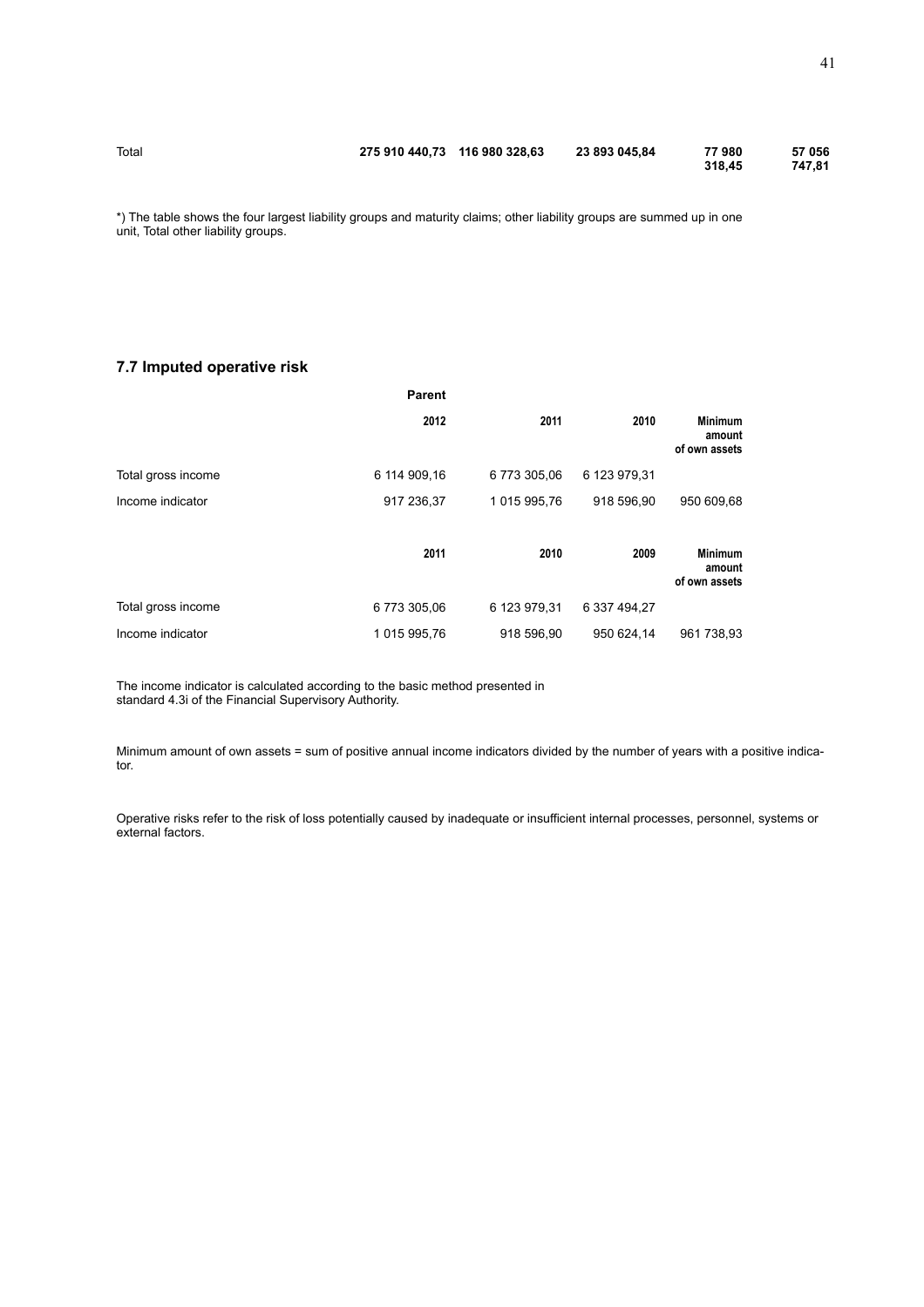| Total | 275 910 440,73 | 116 980 328,63 | 23 893 045,84 | 77 980 318,45 | 57 056 747,81 |
|---|---|---|---|---|---|

*) The table shows the four largest liability groups and maturity claims; other liability groups are summed up in one unit, Total other liability groups.

## 7.7 Imputed operative risk

| | Parent | | | |
|---|---|---|---|---|
| | 2012 | 2011 | 2010 | Minimum amount of own assets |
| Total gross income | 6 114 909,16 | 6 773 305,06 | 6 123 979,31 | |
| Income indicator | 917 236,37 | 1 015 995,76 | 918 596,90 | 950 609,68 |
| | 2011 | 2010 | 2009 | Minimum amount of own assets |
| Total gross income | 6 773 305,06 | 6 123 979,31 | 6 337 494,27 | |
| Income indicator | 1 015 995,76 | 918 596,90 | 950 624,14 | 961 738,93 |

The income indicator is calculated according to the basic method presented in standard 4.3i of the Financial Supervisory Authority.

Minimum amount of own assets = sum of positive annual income indicators divided by the number of years with a positive indicator.

Operative risks refer to the risk of loss potentially caused by inadequate or insufficient internal processes, personnel, systems or external factors.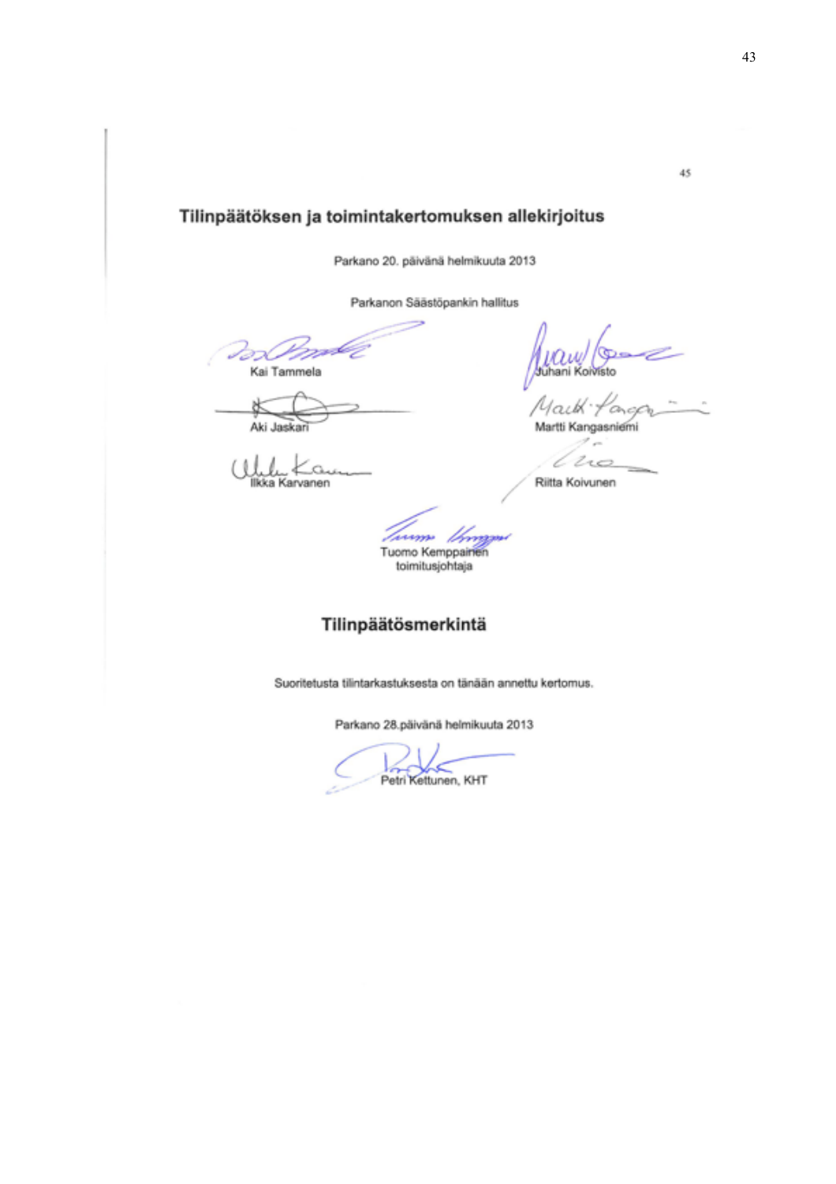## Tilinpäätöksen ja toimintakertomuksen allekirjoitus

Parkano 20. päivänä helmikuuta 2013

Parkanon Säästöpankin hallitus

Kai Tammela

Juhani Koivisto

Aki Jaskari

Martti Kangasniemi

Ilkka Karvanen

Riitta Koivunen

Tuomo Kemppainen
toimitusjohtaja

## Tilinpäätösmerkintä

Suoritetusta tilintarkastuksesta on tänään annettu kertomus.

Parkano 28.päivänä helmikuuta 2013

Petri Kettunen, KHT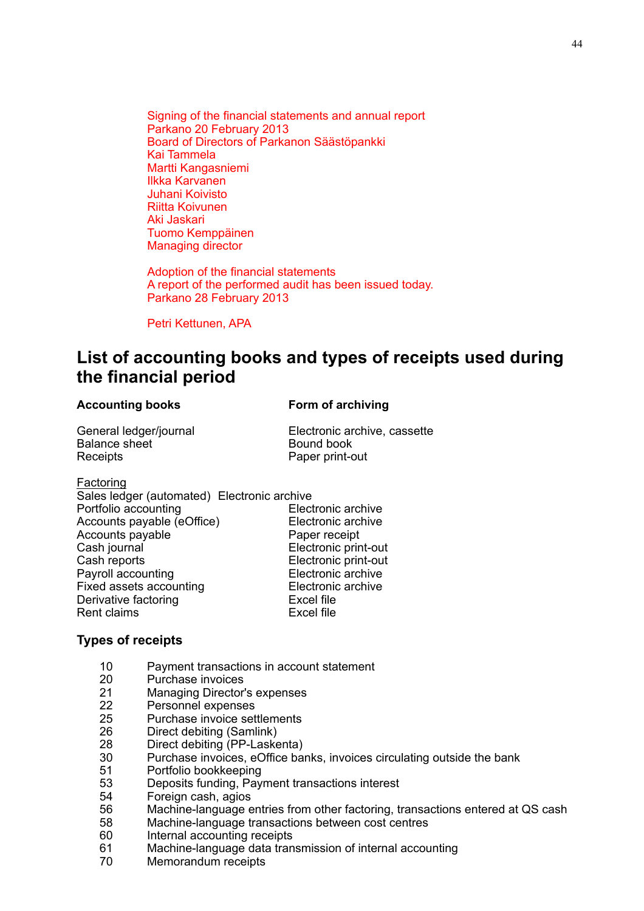Signing of the financial statements and annual report
Parkano 20 February 2013
Board of Directors of Parkanon Säästöpankki
Kai Tammela
Martti Kangasniemi
Ilkka Karvanen
Juhani Koivisto
Riitta Koivunen
Aki Jaskari
Tuomo Kemppäinen
Managing director

Adoption of the financial statements
A report of the performed audit has been issued today.
Parkano 28 February 2013

Petri Kettunen, APA

## List of accounting books and types of receipts used during the financial period

| **Accounting books** | **Form of archiving** |
|---|---|
| General ledger/journal | Electronic archive, cassette |
| Balance sheet | Bound book |
| Receipts | Paper print-out |

Factoring

| | |
|---|---|
| Sales ledger (automated) | Electronic archive |
| Portfolio accounting | Electronic archive |
| Accounts payable (eOffice) | Electronic archive |
| Accounts payable | Paper receipt |
| Cash journal | Electronic print-out |
| Cash reports | Electronic print-out |
| Payroll accounting | Electronic archive |
| Fixed assets accounting | Electronic archive |
| Derivative factoring | Excel file |
| Rent claims | Excel file |

### Types of receipts

| | |
|---|---|
| 10 | Payment transactions in account statement |
| 20 | Purchase invoices |
| 21 | Managing Director's expenses |
| 22 | Personnel expenses |
| 25 | Purchase invoice settlements |
| 26 | Direct debiting (Samlink) |
| 28 | Direct debiting (PP-Laskenta) |
| 30 | Purchase invoices, eOffice banks, invoices circulating outside the bank |
| 51 | Portfolio bookkeeping |
| 53 | Deposits funding, Payment transactions interest |
| 54 | Foreign cash, agios |
| 56 | Machine-language entries from other factoring, transactions entered at QS cash |
| 58 | Machine-language transactions between cost centres |
| 60 | Internal accounting receipts |
| 61 | Machine-language data transmission of internal accounting |
| 70 | Memorandum receipts |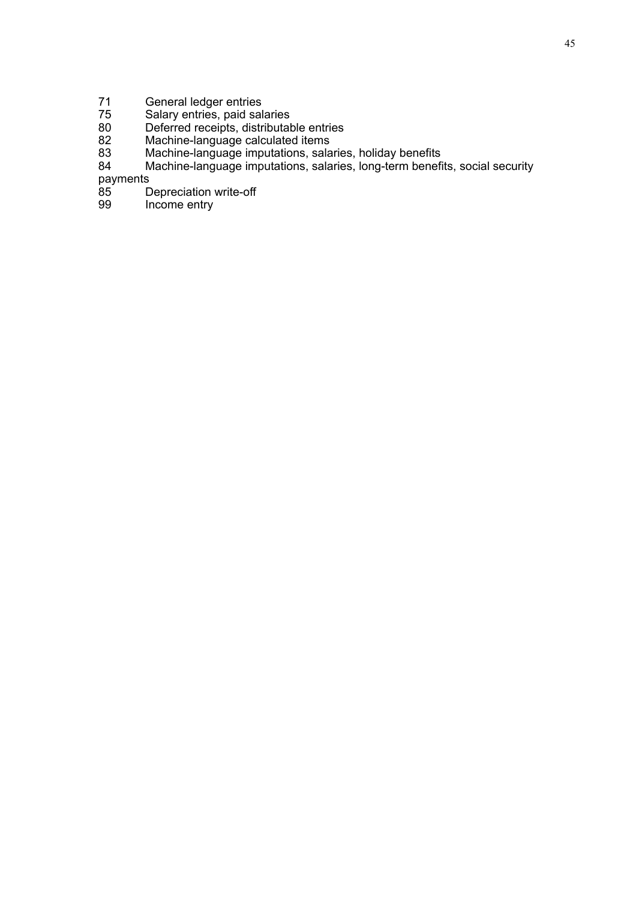71	General ledger entries
75	Salary entries, paid salaries
80	Deferred receipts, distributable entries
82	Machine-language calculated items
83	Machine-language imputations, salaries, holiday benefits
84	Machine-language imputations, salaries, long-term benefits, social security payments
85	Depreciation write-off
99	Income entry